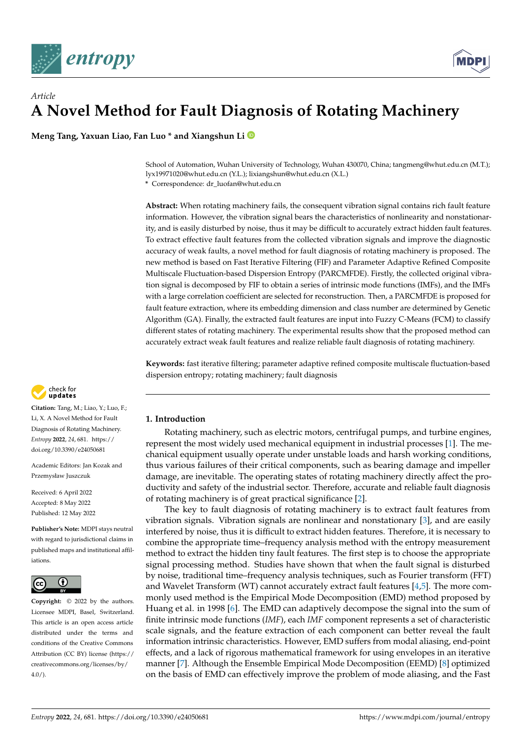Article

# A Novel Method for Fault Diagnosis of Rotating Machinery

**Meng Tang, Yaxuan Liao, Fan Luo * and Xiangshun Li**

School of Automation, Wuhan University of Technology, Wuhan 430070, China; tangmeng@whut.edu.cn (M.T.); lyx19971020@whut.edu.cn (Y.L.); lixiangshun@whut.edu.cn (X.L.)
* Correspondence: dr_luofan@whut.edu.cn

**Abstract:** When rotating machinery fails, the consequent vibration signal contains rich fault feature information. However, the vibration signal bears the characteristics of nonlinearity and nonstationarity, and is easily disturbed by noise, thus it may be difficult to accurately extract hidden fault features. To extract effective fault features from the collected vibration signals and improve the diagnostic accuracy of weak faults, a novel method for fault diagnosis of rotating machinery is proposed. The new method is based on Fast Iterative Filtering (FIF) and Parameter Adaptive Refined Composite Multiscale Fluctuation-based Dispersion Entropy (PARCMFDE). Firstly, the collected original vibration signal is decomposed by FIF to obtain a series of intrinsic mode functions (IMFs), and the IMFs with a large correlation coefficient are selected for reconstruction. Then, a PARCMFDE is proposed for fault feature extraction, where its embedding dimension and class number are determined by Genetic Algorithm (GA). Finally, the extracted fault features are input into Fuzzy C-Means (FCM) to classify different states of rotating machinery. The experimental results show that the proposed method can accurately extract weak fault features and realize reliable fault diagnosis of rotating machinery.

**Keywords:** fast iterative filtering; parameter adaptive refined composite multiscale fluctuation-based dispersion entropy; rotating machinery; fault diagnosis

**Citation:** Tang, M.; Liao, Y.; Luo, F.; Li, X. A Novel Method for Fault Diagnosis of Rotating Machinery. *Entropy* **2022**, *24*, 681. https://doi.org/10.3390/e24050681

Academic Editors: Jan Kozak and Przemysław Juszczuk

Received: 6 April 2022
Accepted: 8 May 2022
Published: 12 May 2022

**Publisher's Note:** MDPI stays neutral with regard to jurisdictional claims in published maps and institutional affiliations.

**Copyright:** © 2022 by the authors. Licensee MDPI, Basel, Switzerland. This article is an open access article distributed under the terms and conditions of the Creative Commons Attribution (CC BY) license (https://creativecommons.org/licenses/by/4.0/).

## 1. Introduction

Rotating machinery, such as electric motors, centrifugal pumps, and turbine engines, represent the most widely used mechanical equipment in industrial processes [1]. The mechanical equipment usually operate under unstable loads and harsh working conditions, thus various failures of their critical components, such as bearing damage and impeller damage, are inevitable. The operating states of rotating machinery directly affect the productivity and safety of the industrial sector. Therefore, accurate and reliable fault diagnosis of rotating machinery is of great practical significance [2].

The key to fault diagnosis of rotating machinery is to extract fault features from vibration signals. Vibration signals are nonlinear and nonstationary [3], and are easily interfered by noise, thus it is difficult to extract hidden features. Therefore, it is necessary to combine the appropriate time–frequency analysis method with the entropy measurement method to extract the hidden tiny fault features. The first step is to choose the appropriate signal processing method. Studies have shown that when the fault signal is disturbed by noise, traditional time–frequency analysis techniques, such as Fourier transform (FFT) and Wavelet Transform (WT) cannot accurately extract fault features [4,5]. The more commonly used method is the Empirical Mode Decomposition (EMD) method proposed by Huang et al. in 1998 [6]. The EMD can adaptively decompose the signal into the sum of finite intrinsic mode functions (*IMF*), each *IMF* component represents a set of characteristic scale signals, and the feature extraction of each component can better reveal the fault information intrinsic characteristics. However, EMD suffers from modal aliasing, end-point effects, and a lack of rigorous mathematical framework for using envelopes in an iterative manner [7]. Although the Ensemble Empirical Mode Decomposition (EEMD) [8] optimized on the basis of EMD can effectively improve the problem of mode aliasing, and the Fast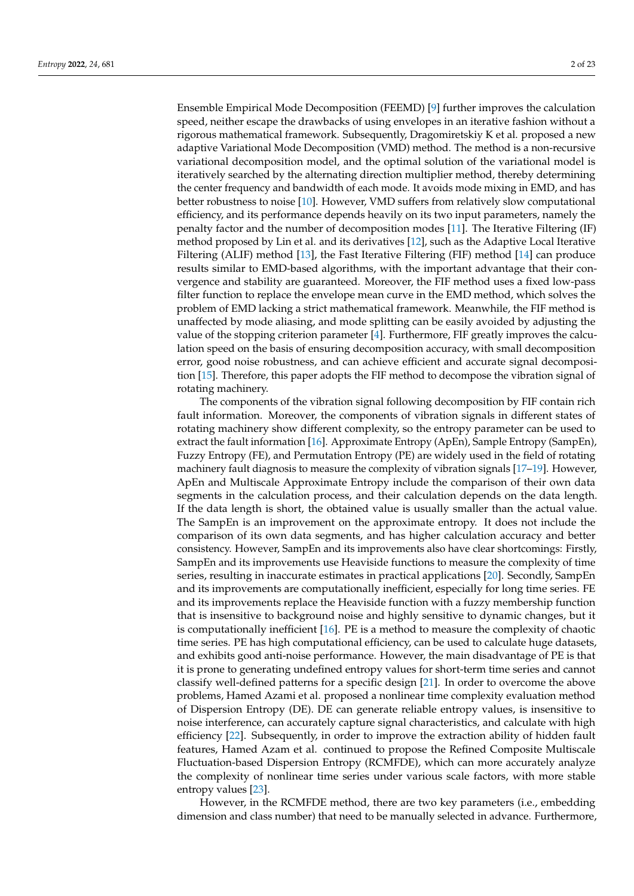Ensemble Empirical Mode Decomposition (FEEMD) [9] further improves the calculation speed, neither escape the drawbacks of using envelopes in an iterative fashion without a rigorous mathematical framework. Subsequently, Dragomiretskiy K et al. proposed a new adaptive Variational Mode Decomposition (VMD) method. The method is a non-recursive variational decomposition model, and the optimal solution of the variational model is iteratively searched by the alternating direction multiplier method, thereby determining the center frequency and bandwidth of each mode. It avoids mode mixing in EMD, and has better robustness to noise [10]. However, VMD suffers from relatively slow computational efficiency, and its performance depends heavily on its two input parameters, namely the penalty factor and the number of decomposition modes [11]. The Iterative Filtering (IF) method proposed by Lin et al. and its derivatives [12], such as the Adaptive Local Iterative Filtering (ALIF) method [13], the Fast Iterative Filtering (FIF) method [14] can produce results similar to EMD-based algorithms, with the important advantage that their convergence and stability are guaranteed. Moreover, the FIF method uses a fixed low-pass filter function to replace the envelope mean curve in the EMD method, which solves the problem of EMD lacking a strict mathematical framework. Meanwhile, the FIF method is unaffected by mode aliasing, and mode splitting can be easily avoided by adjusting the value of the stopping criterion parameter [4]. Furthermore, FIF greatly improves the calculation speed on the basis of ensuring decomposition accuracy, with small decomposition error, good noise robustness, and can achieve efficient and accurate signal decomposition [15]. Therefore, this paper adopts the FIF method to decompose the vibration signal of rotating machinery.

The components of the vibration signal following decomposition by FIF contain rich fault information. Moreover, the components of vibration signals in different states of rotating machinery show different complexity, so the entropy parameter can be used to extract the fault information [16]. Approximate Entropy (ApEn), Sample Entropy (SampEn), Fuzzy Entropy (FE), and Permutation Entropy (PE) are widely used in the field of rotating machinery fault diagnosis to measure the complexity of vibration signals [17–19]. However, ApEn and Multiscale Approximate Entropy include the comparison of their own data segments in the calculation process, and their calculation depends on the data length. If the data length is short, the obtained value is usually smaller than the actual value. The SampEn is an improvement on the approximate entropy. It does not include the comparison of its own data segments, and has higher calculation accuracy and better consistency. However, SampEn and its improvements also have clear shortcomings: Firstly, SampEn and its improvements use Heaviside functions to measure the complexity of time series, resulting in inaccurate estimates in practical applications [20]. Secondly, SampEn and its improvements are computationally inefficient, especially for long time series. FE and its improvements replace the Heaviside function with a fuzzy membership function that is insensitive to background noise and highly sensitive to dynamic changes, but it is computationally inefficient [16]. PE is a method to measure the complexity of chaotic time series. PE has high computational efficiency, can be used to calculate huge datasets, and exhibits good anti-noise performance. However, the main disadvantage of PE is that it is prone to generating undefined entropy values for short-term time series and cannot classify well-defined patterns for a specific design [21]. In order to overcome the above problems, Hamed Azami et al. proposed a nonlinear time complexity evaluation method of Dispersion Entropy (DE). DE can generate reliable entropy values, is insensitive to noise interference, can accurately capture signal characteristics, and calculate with high efficiency [22]. Subsequently, in order to improve the extraction ability of hidden fault features, Hamed Azam et al. continued to propose the Refined Composite Multiscale Fluctuation-based Dispersion Entropy (RCMFDE), which can more accurately analyze the complexity of nonlinear time series under various scale factors, with more stable entropy values [23].

However, in the RCMFDE method, there are two key parameters (i.e., embedding dimension and class number) that need to be manually selected in advance. Furthermore,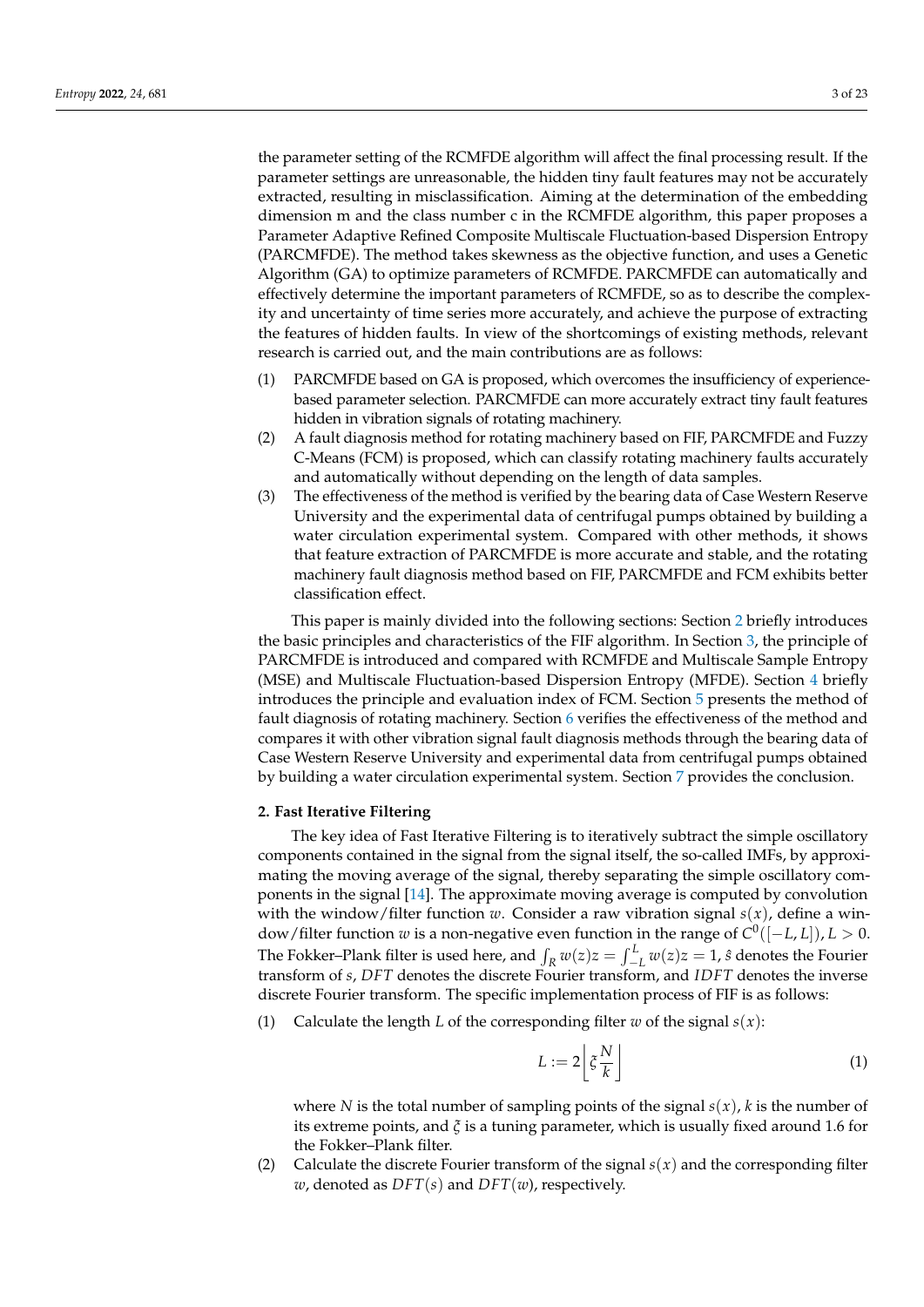the parameter setting of the RCMFDE algorithm will affect the final processing result. If the parameter settings are unreasonable, the hidden tiny fault features may not be accurately extracted, resulting in misclassification. Aiming at the determination of the embedding dimension m and the class number c in the RCMFDE algorithm, this paper proposes a Parameter Adaptive Refined Composite Multiscale Fluctuation-based Dispersion Entropy (PARCMFDE). The method takes skewness as the objective function, and uses a Genetic Algorithm (GA) to optimize parameters of RCMFDE. PARCMFDE can automatically and effectively determine the important parameters of RCMFDE, so as to describe the complexity and uncertainty of time series more accurately, and achieve the purpose of extracting the features of hidden faults. In view of the shortcomings of existing methods, relevant research is carried out, and the main contributions are as follows:

(1) PARCMFDE based on GA is proposed, which overcomes the insufficiency of experience-based parameter selection. PARCMFDE can more accurately extract tiny fault features hidden in vibration signals of rotating machinery.
(2) A fault diagnosis method for rotating machinery based on FIF, PARCMFDE and Fuzzy C-Means (FCM) is proposed, which can classify rotating machinery faults accurately and automatically without depending on the length of data samples.
(3) The effectiveness of the method is verified by the bearing data of Case Western Reserve University and the experimental data of centrifugal pumps obtained by building a water circulation experimental system. Compared with other methods, it shows that feature extraction of PARCMFDE is more accurate and stable, and the rotating machinery fault diagnosis method based on FIF, PARCMFDE and FCM exhibits better classification effect.

This paper is mainly divided into the following sections: Section 2 briefly introduces the basic principles and characteristics of the FIF algorithm. In Section 3, the principle of PARCMFDE is introduced and compared with RCMFDE and Multiscale Sample Entropy (MSE) and Multiscale Fluctuation-based Dispersion Entropy (MFDE). Section 4 briefly introduces the principle and evaluation index of FCM. Section 5 presents the method of fault diagnosis of rotating machinery. Section 6 verifies the effectiveness of the method and compares it with other vibration signal fault diagnosis methods through the bearing data of Case Western Reserve University and experimental data from centrifugal pumps obtained by building a water circulation experimental system. Section 7 provides the conclusion.

## 2. Fast Iterative Filtering

The key idea of Fast Iterative Filtering is to iteratively subtract the simple oscillatory components contained in the signal from the signal itself, the so-called IMFs, by approximating the moving average of the signal, thereby separating the simple oscillatory components in the signal [14]. The approximate moving average is computed by convolution with the window/filter function $w$. Consider a raw vibration signal $s(x)$, define a window/filter function $w$ is a non-negative even function in the range of $C^0([-L, L]), L > 0$. The Fokker–Plank filter is used here, and $\int_R w(z)z = \int_{-L}^{L} w(z)z = 1$, $\hat{s}$ denotes the Fourier transform of $s$, $DFT$ denotes the discrete Fourier transform, and $IDFT$ denotes the inverse discrete Fourier transform. The specific implementation process of FIF is as follows:

(1) Calculate the length $L$ of the corresponding filter $w$ of the signal $s(x)$:

$$L := 2\left\lfloor \xi \frac{N}{k} \right\rfloor \tag{1}$$

where $N$ is the total number of sampling points of the signal $s(x)$, $k$ is the number of its extreme points, and $\xi$ is a tuning parameter, which is usually fixed around 1.6 for the Fokker–Plank filter.

(2) Calculate the discrete Fourier transform of the signal $s(x)$ and the corresponding filter $w$, denoted as $DFT(s)$ and $DFT(w)$, respectively.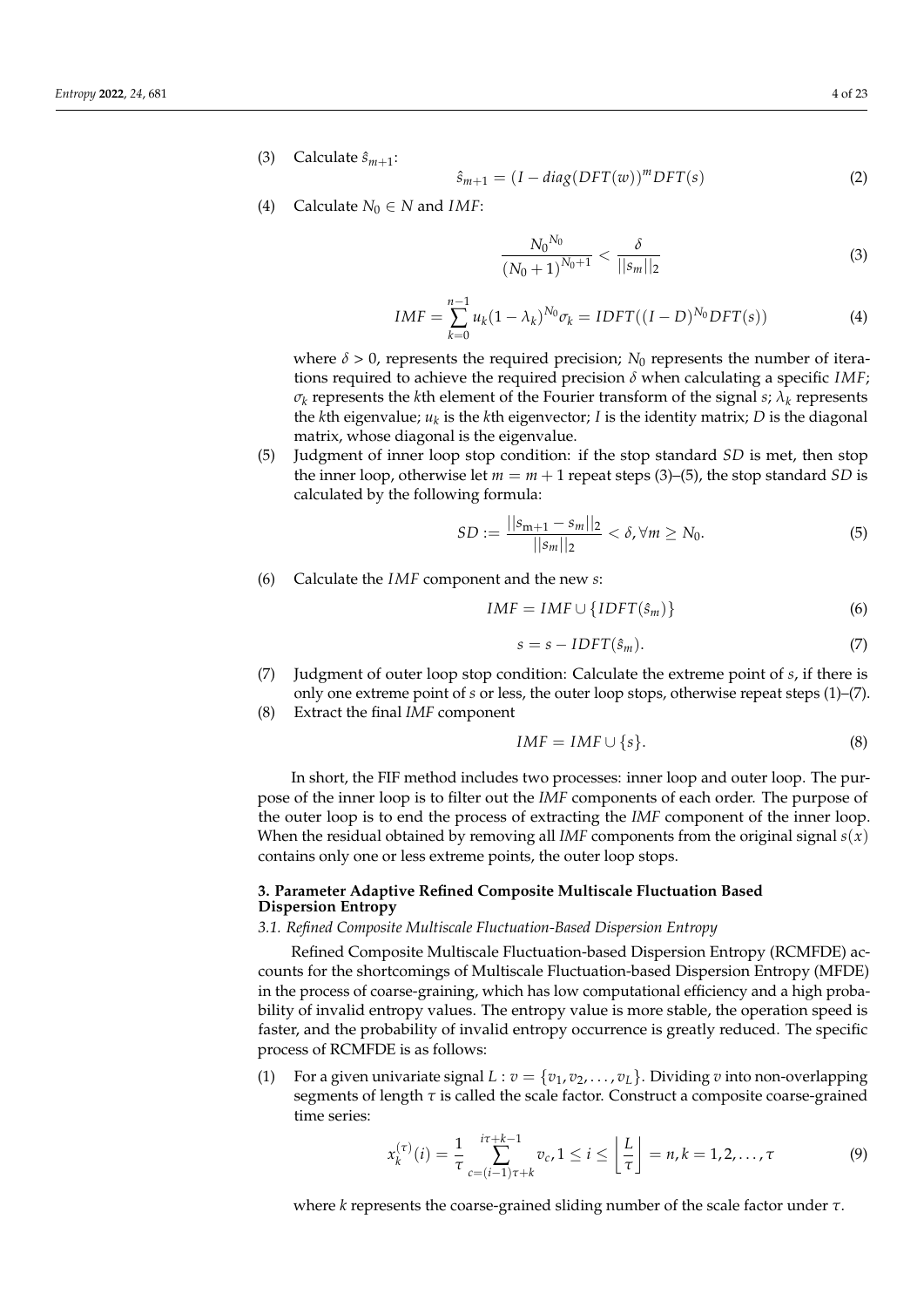(3) Calculate $\hat{s}_{m+1}$:

$$\hat{s}_{m+1} = (I - diag(DFT(w))^m DFT(s) \tag{2}$$

(4) Calculate $N_0 \in N$ and $IMF$:

$$\frac{{N_0}^{N_0}}{(N_0+1)^{N_0+1}} < \frac{\delta}{||s_m||_2} \tag{3}$$

$$IMF = \sum_{k=0}^{n-1} u_k(1-\lambda_k)^{N_0}\sigma_k = IDFT((I-D)^{N_0}DFT(s)) \tag{4}$$

where $\delta > 0$, represents the required precision; $N_0$ represents the number of iterations required to achieve the required precision $\delta$ when calculating a specific $IMF$; $\sigma_k$ represents the $k$th element of the Fourier transform of the signal $s$; $\lambda_k$ represents the $k$th eigenvalue; $u_k$ is the $k$th eigenvector; $I$ is the identity matrix; $D$ is the diagonal matrix, whose diagonal is the eigenvalue.

(5) Judgment of inner loop stop condition: if the stop standard $SD$ is met, then stop the inner loop, otherwise let $m = m + 1$ repeat steps (3)–(5), the stop standard $SD$ is calculated by the following formula:

$$SD := \frac{||s_{m+1} - s_m||_2}{||s_m||_2} < \delta, \forall m \geq N_0. \tag{5}$$

(6) Calculate the $IMF$ component and the new $s$:

$$IMF = IMF \cup \{IDFT(\hat{s}_m)\} \tag{6}$$

$$s = s - IDFT(\hat{s}_m). \tag{7}$$

(7) Judgment of outer loop stop condition: Calculate the extreme point of $s$, if there is only one extreme point of $s$ or less, the outer loop stops, otherwise repeat steps (1)–(7).

(8) Extract the final $IMF$ component

$$IMF = IMF \cup \{s\}. \tag{8}$$

In short, the FIF method includes two processes: inner loop and outer loop. The purpose of the inner loop is to filter out the $IMF$ components of each order. The purpose of the outer loop is to end the process of extracting the $IMF$ component of the inner loop. When the residual obtained by removing all $IMF$ components from the original signal $s(x)$ contains only one or less extreme points, the outer loop stops.

## 3. Parameter Adaptive Refined Composite Multiscale Fluctuation Based Dispersion Entropy

### 3.1. Refined Composite Multiscale Fluctuation-Based Dispersion Entropy

Refined Composite Multiscale Fluctuation-based Dispersion Entropy (RCMFDE) accounts for the shortcomings of Multiscale Fluctuation-based Dispersion Entropy (MFDE) in the process of coarse-graining, which has low computational efficiency and a high probability of invalid entropy values. The entropy value is more stable, the operation speed is faster, and the probability of invalid entropy occurrence is greatly reduced. The specific process of RCMFDE is as follows:

(1) For a given univariate signal $L : v = \{v_1, v_2, \ldots, v_L\}$. Dividing $v$ into non-overlapping segments of length $\tau$ is called the scale factor. Construct a composite coarse-grained time series:

$$x_k^{(\tau)}(i) = \frac{1}{\tau}\sum_{c=(i-1)\tau+k}^{i\tau+k-1} v_c, 1 \leq i \leq \left\lfloor \frac{L}{\tau} \right\rfloor = n, k = 1, 2, \ldots, \tau \tag{9}$$

where $k$ represents the coarse-grained sliding number of the scale factor under $\tau$.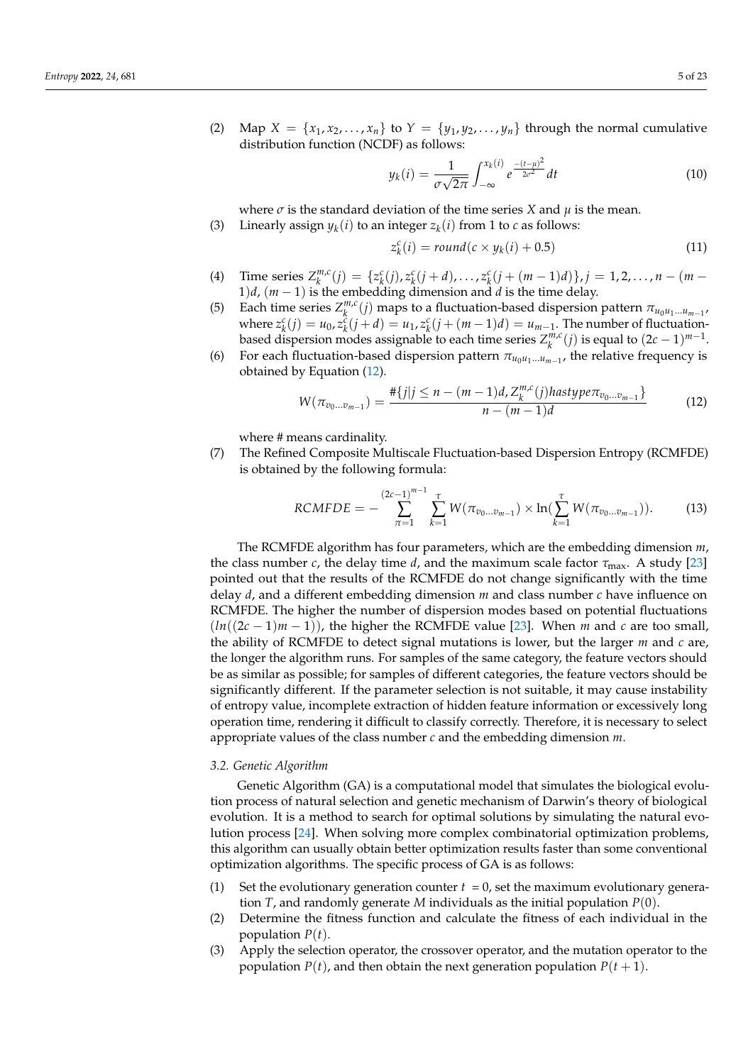(2) Map $X = \{x_1, x_2, \ldots, x_n\}$ to $Y = \{y_1, y_2, \ldots, y_n\}$ through the normal cumulative distribution function (NCDF) as follows:

$$y_k(i) = \frac{1}{\sigma\sqrt{2\pi}} \int_{-\infty}^{x_k(i)} e^{\frac{-(t-\mu)^2}{2\sigma^2}} dt \tag{10}$$

where $\sigma$ is the standard deviation of the time series $X$ and $\mu$ is the mean.

(3) Linearly assign $y_k(i)$ to an integer $z_k(i)$ from 1 to $c$ as follows:

$$z_k^c(i) = round(c \times y_k(i) + 0.5) \tag{11}$$

(4) Time series $Z_k^{m,c}(j) = \{z_k^c(j), z_k^c(j+d), \ldots, z_k^c(j+(m-1)d)\}, j = 1, 2, \ldots, n-(m-1)d$, $(m-1)$ is the embedding dimension and $d$ is the time delay.

(5) Each time series $Z_k^{m,c}(j)$ maps to a fluctuation-based dispersion pattern $\pi_{u_0 u_1 \ldots u_{m-1}}$, where $z_k^c(j) = u_0, z_k^c(j+d) = u_1, z_k^c(j+(m-1)d) = u_{m-1}$. The number of fluctuation-based dispersion modes assignable to each time series $Z_k^{m,c}(j)$ is equal to $(2c-1)^{m-1}$.

(6) For each fluctuation-based dispersion pattern $\pi_{u_0 u_1 \ldots u_{m-1}}$, the relative frequency is obtained by Equation (12).

$$W(\pi_{v_0 \ldots v_{m-1}}) = \frac{\#\{j | j \leq n-(m-1)d, Z_k^{m,c}(j) hastype \pi_{v_0 \ldots v_{m-1}}\}}{n-(m-1)d} \tag{12}$$

where # means cardinality.

(7) The Refined Composite Multiscale Fluctuation-based Dispersion Entropy (RCMFDE) is obtained by the following formula:

$$RCMFDE = -\sum_{\pi=1}^{(2c-1)^{m-1}} \sum_{k=1}^{\tau} W(\pi_{v_0 \ldots v_{m-1}}) \times \ln(\sum_{k=1}^{\tau} W(\pi_{v_0 \ldots v_{m-1}})). \tag{13}$$

The RCMFDE algorithm has four parameters, which are the embedding dimension $m$, the class number $c$, the delay time $d$, and the maximum scale factor $\tau_{\max}$. A study [23] pointed out that the results of the RCMFDE do not change significantly with the time delay $d$, and a different embedding dimension $m$ and class number $c$ have influence on RCMFDE. The higher the number of dispersion modes based on potential fluctuations $(ln((2c-1)m-1))$, the higher the RCMFDE value [23]. When $m$ and $c$ are too small, the ability of RCMFDE to detect signal mutations is lower, but the larger $m$ and $c$ are, the longer the algorithm runs. For samples of the same category, the feature vectors should be as similar as possible; for samples of different categories, the feature vectors should be significantly different. If the parameter selection is not suitable, it may cause instability of entropy value, incomplete extraction of hidden feature information or excessively long operation time, rendering it difficult to classify correctly. Therefore, it is necessary to select appropriate values of the class number $c$ and the embedding dimension $m$.

### 3.2. Genetic Algorithm

Genetic Algorithm (GA) is a computational model that simulates the biological evolution process of natural selection and genetic mechanism of Darwin's theory of biological evolution. It is a method to search for optimal solutions by simulating the natural evolution process [24]. When solving more complex combinatorial optimization problems, this algorithm can usually obtain better optimization results faster than some conventional optimization algorithms. The specific process of GA is as follows:

(1) Set the evolutionary generation counter $t = 0$, set the maximum evolutionary generation $T$, and randomly generate $M$ individuals as the initial population $P(0)$.

(2) Determine the fitness function and calculate the fitness of each individual in the population $P(t)$.

(3) Apply the selection operator, the crossover operator, and the mutation operator to the population $P(t)$, and then obtain the next generation population $P(t+1)$.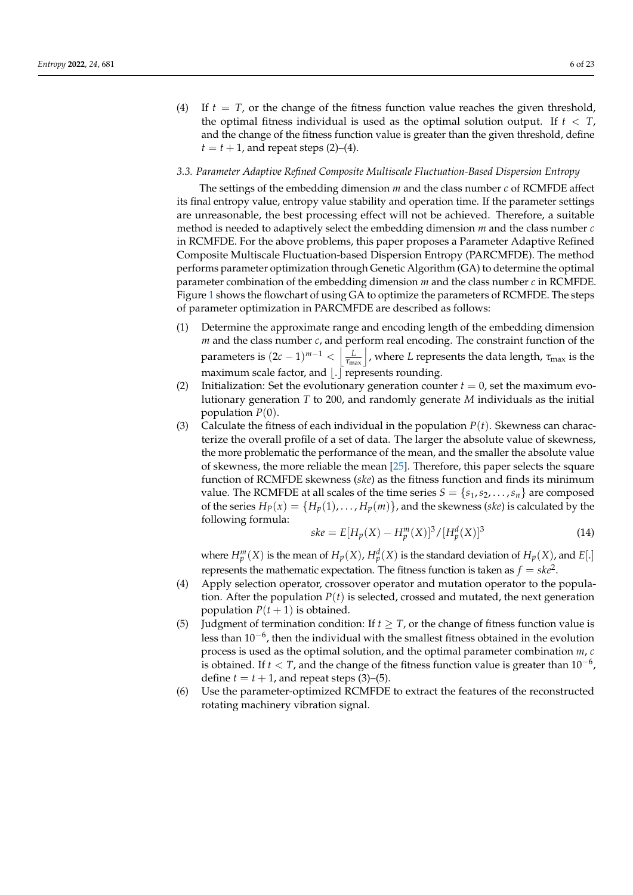(4) If $t = T$, or the change of the fitness function value reaches the given threshold, the optimal fitness individual is used as the optimal solution output. If $t < T$, and the change of the fitness function value is greater than the given threshold, define $t = t + 1$, and repeat steps (2)–(4).

### 3.3. Parameter Adaptive Refined Composite Multiscale Fluctuation-Based Dispersion Entropy

The settings of the embedding dimension $m$ and the class number $c$ of RCMFDE affect its final entropy value, entropy value stability and operation time. If the parameter settings are unreasonable, the best processing effect will not be achieved. Therefore, a suitable method is needed to adaptively select the embedding dimension $m$ and the class number $c$ in RCMFDE. For the above problems, this paper proposes a Parameter Adaptive Refined Composite Multiscale Fluctuation-based Dispersion Entropy (PARCMFDE). The method performs parameter optimization through Genetic Algorithm (GA) to determine the optimal parameter combination of the embedding dimension $m$ and the class number $c$ in RCMFDE. Figure 1 shows the flowchart of using GA to optimize the parameters of RCMFDE. The steps of parameter optimization in PARCMFDE are described as follows:

(1) Determine the approximate range and encoding length of the embedding dimension $m$ and the class number $c$, and perform real encoding. The constraint function of the parameters is $(2c-1)^{m-1} < \left\lfloor \frac{L}{\tau_{\max}} \right\rfloor$, where $L$ represents the data length, $\tau_{\max}$ is the maximum scale factor, and $\lfloor . \rfloor$ represents rounding.

(2) Initialization: Set the evolutionary generation counter $t = 0$, set the maximum evolutionary generation $T$ to 200, and randomly generate $M$ individuals as the initial population $P(0)$.

(3) Calculate the fitness of each individual in the population $P(t)$. Skewness can characterize the overall profile of a set of data. The larger the absolute value of skewness, the more problematic the performance of the mean, and the smaller the absolute value of skewness, the more reliable the mean [25]. Therefore, this paper selects the square function of RCMFDE skewness (*ske*) as the fitness function and finds its minimum value. The RCMFDE at all scales of the time series $S = \{s_1, s_2, \ldots, s_n\}$ are composed of the series $H_P(x) = \{H_p(1), \ldots, H_p(m)\}$, and the skewness (*ske*) is calculated by the following formula:

$$ske = E[H_p(X) - H_p^m(X)]^3 / [H_p^d(X)]^3 \tag{14}$$

where $H_p^m(X)$ is the mean of $H_p(X)$, $H_p^d(X)$ is the standard deviation of $H_p(X)$, and $E[.]$ represents the mathematic expectation. The fitness function is taken as $f = ske^2$.

(4) Apply selection operator, crossover operator and mutation operator to the population. After the population $P(t)$ is selected, crossed and mutated, the next generation population $P(t+1)$ is obtained.

(5) Judgment of termination condition: If $t \geq T$, or the change of fitness function value is less than $10^{-6}$, then the individual with the smallest fitness obtained in the evolution process is used as the optimal solution, and the optimal parameter combination $m$, $c$ is obtained. If $t < T$, and the change of the fitness function value is greater than $10^{-6}$, define $t = t + 1$, and repeat steps (3)–(5).

(6) Use the parameter-optimized RCMFDE to extract the features of the reconstructed rotating machinery vibration signal.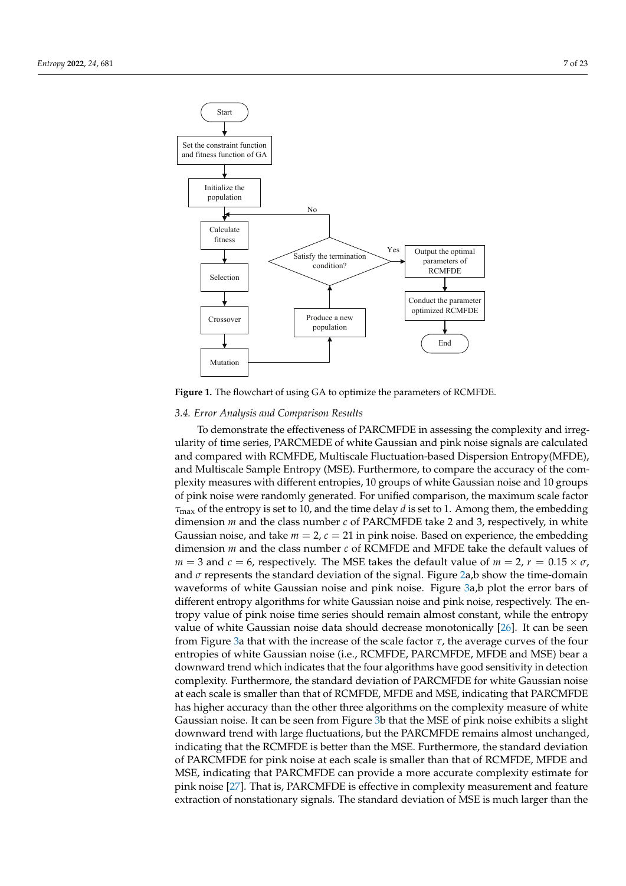**Figure 1.** The flowchart of using GA to optimize the parameters of RCMFDE.

*3.4. Error Analysis and Comparison Results*

To demonstrate the effectiveness of PARCMFDE in assessing the complexity and irregularity of time series, PARCMEDE of white Gaussian and pink noise signals are calculated and compared with RCMFDE, Multiscale Fluctuation-based Dispersion Entropy(MFDE), and Multiscale Sample Entropy (MSE). Furthermore, to compare the accuracy of the complexity measures with different entropies, 10 groups of white Gaussian noise and 10 groups of pink noise were randomly generated. For unified comparison, the maximum scale factor $\tau_{\max}$ of the entropy is set to 10, and the time delay $d$ is set to 1. Among them, the embedding dimension $m$ and the class number $c$ of PARCMFDE take 2 and 3, respectively, in white Gaussian noise, and take $m = 2$, $c = 21$ in pink noise. Based on experience, the embedding dimension $m$ and the class number $c$ of RCMFDE and MFDE take the default values of $m = 3$ and $c = 6$, respectively. The MSE takes the default value of $m = 2$, $r = 0.15 \times \sigma$, and $\sigma$ represents the standard deviation of the signal. Figure 2a,b show the time-domain waveforms of white Gaussian noise and pink noise. Figure 3a,b plot the error bars of different entropy algorithms for white Gaussian noise and pink noise, respectively. The entropy value of pink noise time series should remain almost constant, while the entropy value of white Gaussian noise data should decrease monotonically [26]. It can be seen from Figure 3a that with the increase of the scale factor $\tau$, the average curves of the four entropies of white Gaussian noise (i.e., RCMFDE, PARCMFDE, MFDE and MSE) bear a downward trend which indicates that the four algorithms have good sensitivity in detection complexity. Furthermore, the standard deviation of PARCMFDE for white Gaussian noise at each scale is smaller than that of RCMFDE, MFDE and MSE, indicating that PARCMFDE has higher accuracy than the other three algorithms on the complexity measure of white Gaussian noise. It can be seen from Figure 3b that the MSE of pink noise exhibits a slight downward trend with large fluctuations, but the PARCMFDE remains almost unchanged, indicating that the RCMFDE is better than the MSE. Furthermore, the standard deviation of PARCMFDE for pink noise at each scale is smaller than that of RCMFDE, MFDE and MSE, indicating that PARCMFDE can provide a more accurate complexity estimate for pink noise [27]. That is, PARCMFDE is effective in complexity measurement and feature extraction of nonstationary signals. The standard deviation of MSE is much larger than the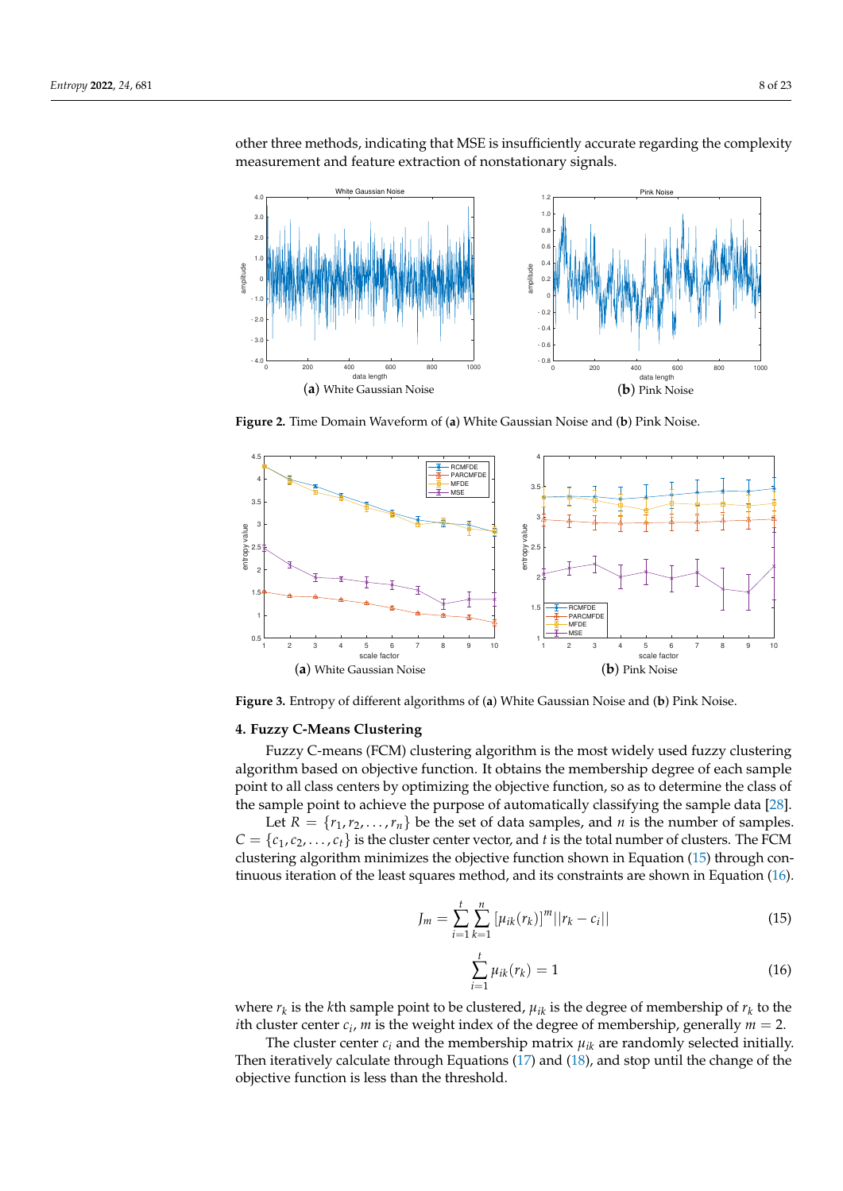other three methods, indicating that MSE is insufficiently accurate regarding the complexity measurement and feature extraction of nonstationary signals.

(**a**) White Gaussian Noise (**b**) Pink Noise

**Figure 2.** Time Domain Waveform of (**a**) White Gaussian Noise and (**b**) Pink Noise.

(**a**) White Gaussian Noise (**b**) Pink Noise

**Figure 3.** Entropy of different algorithms of (**a**) White Gaussian Noise and (**b**) Pink Noise.

## 4. Fuzzy C-Means Clustering

Fuzzy C-means (FCM) clustering algorithm is the most widely used fuzzy clustering algorithm based on objective function. It obtains the membership degree of each sample point to all class centers by optimizing the objective function, so as to determine the class of the sample point to achieve the purpose of automatically classifying the sample data [28].

Let $R = \{r_1, r_2, \ldots, r_n\}$ be the set of data samples, and $n$ is the number of samples. $C = \{c_1, c_2, \ldots, c_t\}$ is the cluster center vector, and $t$ is the total number of clusters. The FCM clustering algorithm minimizes the objective function shown in Equation (15) through continuous iteration of the least squares method, and its constraints are shown in Equation (16).

$$J_m = \sum_{i=1}^{t} \sum_{k=1}^{n} [\mu_{ik}(r_k)]^m ||r_k - c_i|| \tag{15}$$

$$\sum_{i=1}^{t} \mu_{ik}(r_k) = 1 \tag{16}$$

where $r_k$ is the $k$th sample point to be clustered, $\mu_{ik}$ is the degree of membership of $r_k$ to the $i$th cluster center $c_i$, $m$ is the weight index of the degree of membership, generally $m = 2$.

The cluster center $c_i$ and the membership matrix $\mu_{ik}$ are randomly selected initially. Then iteratively calculate through Equations (17) and (18), and stop until the change of the objective function is less than the threshold.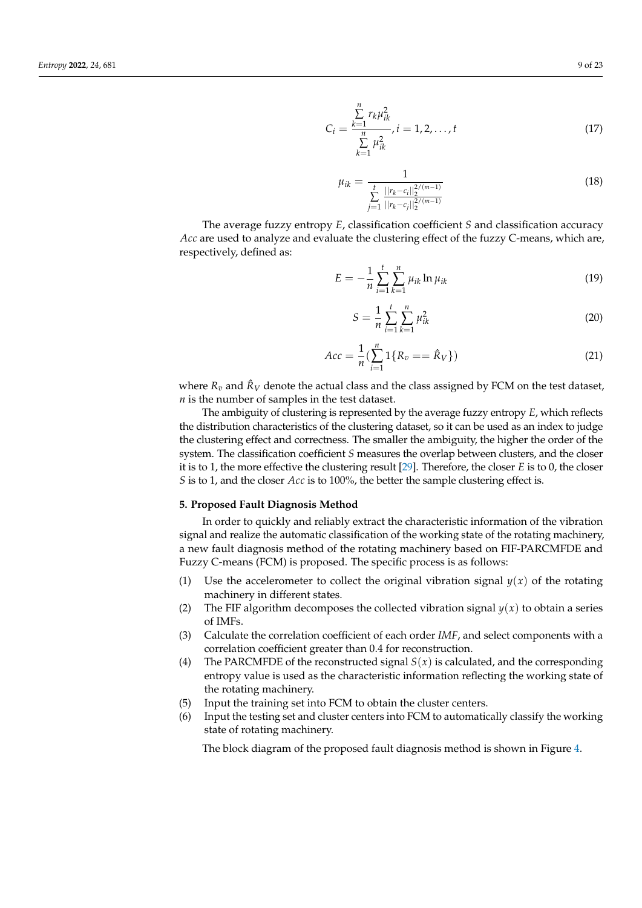$$C_i = \frac{\sum_{k=1}^{n} r_k \mu_{ik}^2}{\sum_{k=1}^{n} \mu_{ik}^2}, i = 1, 2, \ldots, t \tag{17}$$

$$\mu_{ik} = \frac{1}{\sum_{j=1}^{t} \frac{||r_k - c_i||_2^{2/(m-1)}}{||r_k - c_j||_2^{2/(m-1)}}} \tag{18}$$

The average fuzzy entropy $E$, classification coefficient $S$ and classification accuracy $Acc$ are used to analyze and evaluate the clustering effect of the fuzzy C-means, which are, respectively, defined as:

$$E = -\frac{1}{n} \sum_{i=1}^{t} \sum_{k=1}^{n} \mu_{ik} \ln \mu_{ik} \tag{19}$$

$$S = \frac{1}{n} \sum_{i=1}^{t} \sum_{k=1}^{n} \mu_{ik}^2 \tag{20}$$

$$Acc = \frac{1}{n} \left( \sum_{i=1}^{n} 1\{R_v == \hat{R}_V\} \right) \tag{21}$$

where $R_v$ and $\hat{R}_V$ denote the actual class and the class assigned by FCM on the test dataset, $n$ is the number of samples in the test dataset.

The ambiguity of clustering is represented by the average fuzzy entropy $E$, which reflects the distribution characteristics of the clustering dataset, so it can be used as an index to judge the clustering effect and correctness. The smaller the ambiguity, the higher the order of the system. The classification coefficient $S$ measures the overlap between clusters, and the closer it is to 1, the more effective the clustering result [29]. Therefore, the closer $E$ is to 0, the closer $S$ is to 1, and the closer $Acc$ is to 100%, the better the sample clustering effect is.

## 5. Proposed Fault Diagnosis Method

In order to quickly and reliably extract the characteristic information of the vibration signal and realize the automatic classification of the working state of the rotating machinery, a new fault diagnosis method of the rotating machinery based on FIF-PARCMFDE and Fuzzy C-means (FCM) is proposed. The specific process is as follows:

(1) Use the accelerometer to collect the original vibration signal $y(x)$ of the rotating machinery in different states.
(2) The FIF algorithm decomposes the collected vibration signal $y(x)$ to obtain a series of IMFs.
(3) Calculate the correlation coefficient of each order $IMF$, and select components with a correlation coefficient greater than 0.4 for reconstruction.
(4) The PARCMFDE of the reconstructed signal $S(x)$ is calculated, and the corresponding entropy value is used as the characteristic information reflecting the working state of the rotating machinery.
(5) Input the training set into FCM to obtain the cluster centers.
(6) Input the testing set and cluster centers into FCM to automatically classify the working state of rotating machinery.

The block diagram of the proposed fault diagnosis method is shown in Figure 4.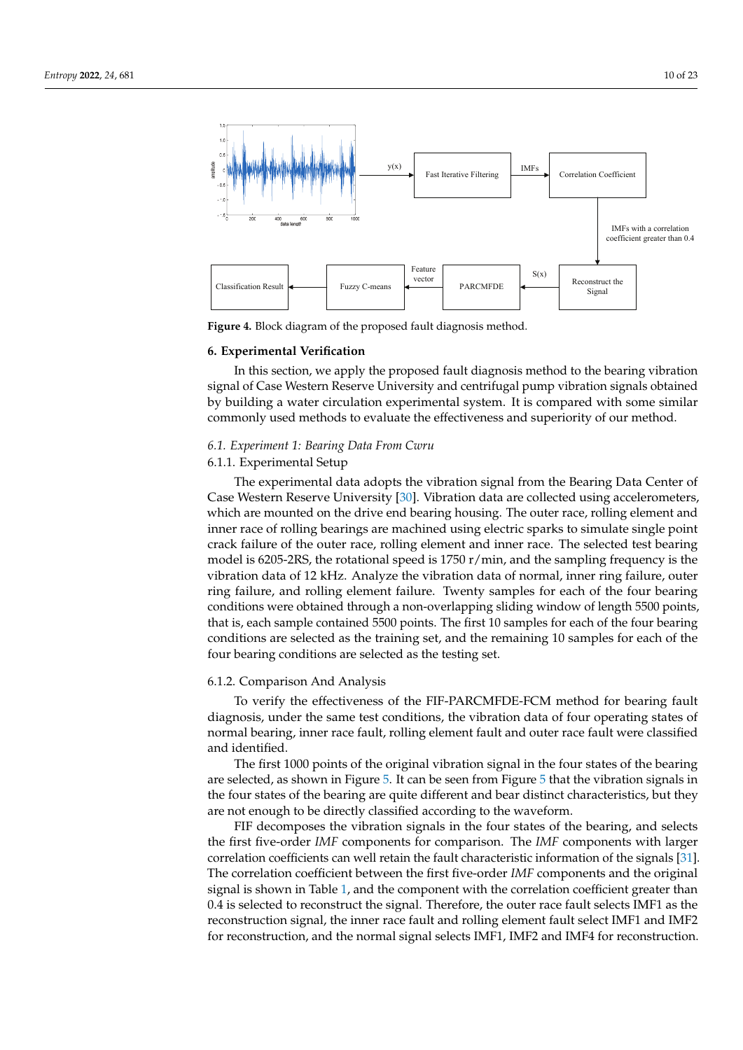**Figure 4.** Block diagram of the proposed fault diagnosis method.

## 6. Experimental Verification

In this section, we apply the proposed fault diagnosis method to the bearing vibration signal of Case Western Reserve University and centrifugal pump vibration signals obtained by building a water circulation experimental system. It is compared with some similar commonly used methods to evaluate the effectiveness and superiority of our method.

### *6.1. Experiment 1: Bearing Data From Cwru*

#### 6.1.1. Experimental Setup

The experimental data adopts the vibration signal from the Bearing Data Center of Case Western Reserve University [30]. Vibration data are collected using accelerometers, which are mounted on the drive end bearing housing. The outer race, rolling element and inner race of rolling bearings are machined using electric sparks to simulate single point crack failure of the outer race, rolling element and inner race. The selected test bearing model is 6205-2RS, the rotational speed is 1750 r/min, and the sampling frequency is the vibration data of 12 kHz. Analyze the vibration data of normal, inner ring failure, outer ring failure, and rolling element failure. Twenty samples for each of the four bearing conditions were obtained through a non-overlapping sliding window of length 5500 points, that is, each sample contained 5500 points. The first 10 samples for each of the four bearing conditions are selected as the training set, and the remaining 10 samples for each of the four bearing conditions are selected as the testing set.

#### 6.1.2. Comparison And Analysis

To verify the effectiveness of the FIF-PARCMFDE-FCM method for bearing fault diagnosis, under the same test conditions, the vibration data of four operating states of normal bearing, inner race fault, rolling element fault and outer race fault were classified and identified.

The first 1000 points of the original vibration signal in the four states of the bearing are selected, as shown in Figure 5. It can be seen from Figure 5 that the vibration signals in the four states of the bearing are quite different and bear distinct characteristics, but they are not enough to be directly classified according to the waveform.

FIF decomposes the vibration signals in the four states of the bearing, and selects the first five-order *IMF* components for comparison. The *IMF* components with larger correlation coefficients can well retain the fault characteristic information of the signals [31]. The correlation coefficient between the first five-order *IMF* components and the original signal is shown in Table 1, and the component with the correlation coefficient greater than 0.4 is selected to reconstruct the signal. Therefore, the outer race fault selects IMF1 as the reconstruction signal, the inner race fault and rolling element fault select IMF1 and IMF2 for reconstruction, and the normal signal selects IMF1, IMF2 and IMF4 for reconstruction.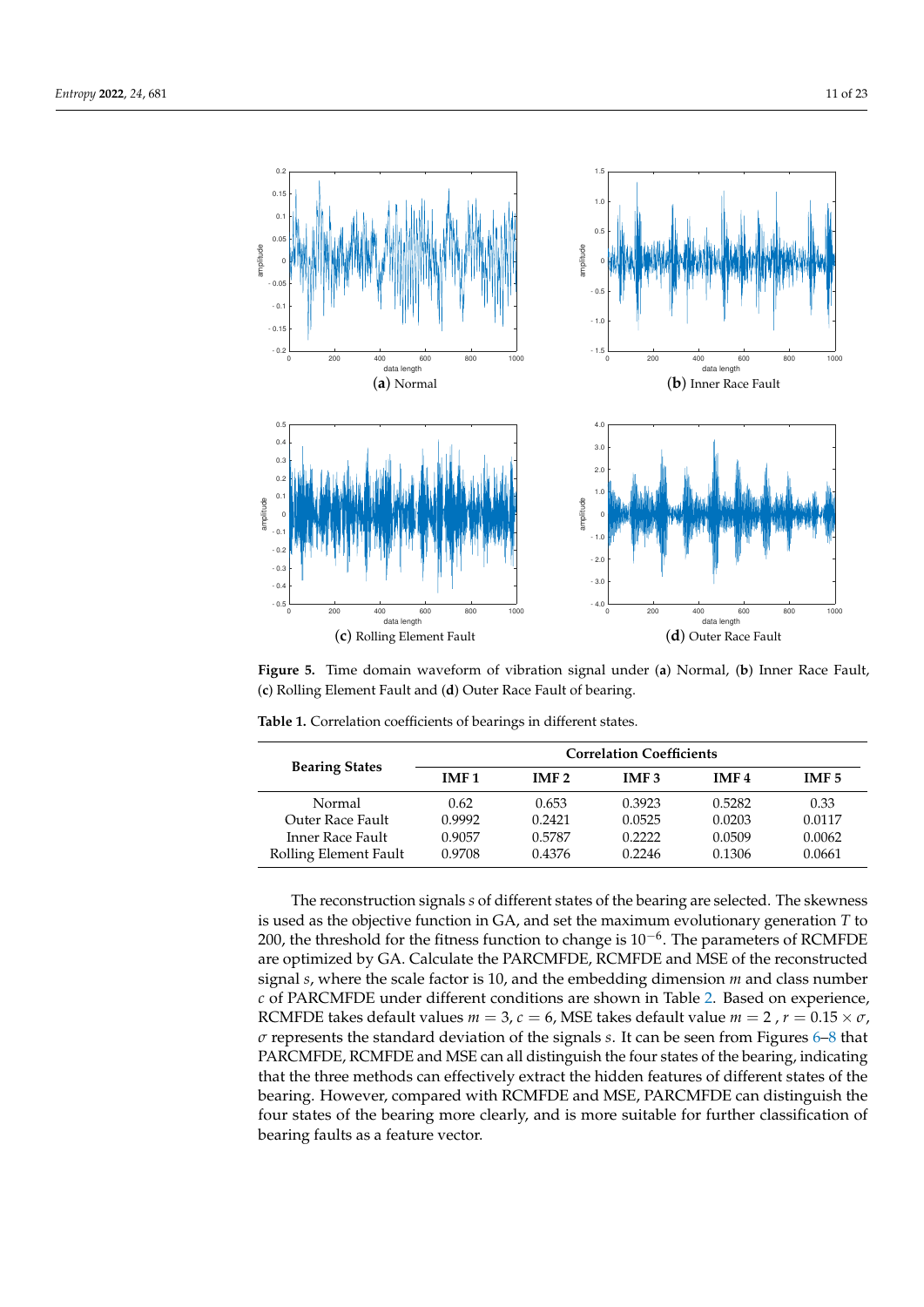**Figure 5.** Time domain waveform of vibration signal under (**a**) Normal, (**b**) Inner Race Fault, (**c**) Rolling Element Fault and (**d**) Outer Race Fault of bearing.

**Table 1.** Correlation coefficients of bearings in different states.

| Bearing States | Correlation Coefficients | | | | |
|---|---|---|---|---|---|
| | **IMF 1** | **IMF 2** | **IMF 3** | **IMF 4** | **IMF 5** |
| Normal | 0.62 | 0.653 | 0.3923 | 0.5282 | 0.33 |
| Outer Race Fault | 0.9992 | 0.2421 | 0.0525 | 0.0203 | 0.0117 |
| Inner Race Fault | 0.9057 | 0.5787 | 0.2222 | 0.0509 | 0.0062 |
| Rolling Element Fault | 0.9708 | 0.4376 | 0.2246 | 0.1306 | 0.0661 |

The reconstruction signals $s$ of different states of the bearing are selected. The skewness is used as the objective function in GA, and set the maximum evolutionary generation $T$ to 200, the threshold for the fitness function to change is $10^{-6}$. The parameters of RCMFDE are optimized by GA. Calculate the PARCMFDE, RCMFDE and MSE of the reconstructed signal $s$, where the scale factor is 10, and the embedding dimension $m$ and class number $c$ of PARCMFDE under different conditions are shown in Table 2. Based on experience, RCMFDE takes default values $m = 3$, $c = 6$, MSE takes default value $m = 2$ , $r = 0.15 \times \sigma$, $\sigma$ represents the standard deviation of the signals $s$. It can be seen from Figures 6–8 that PARCMFDE, RCMFDE and MSE can all distinguish the four states of the bearing, indicating that the three methods can effectively extract the hidden features of different states of the bearing. However, compared with RCMFDE and MSE, PARCMFDE can distinguish the four states of the bearing more clearly, and is more suitable for further classification of bearing faults as a feature vector.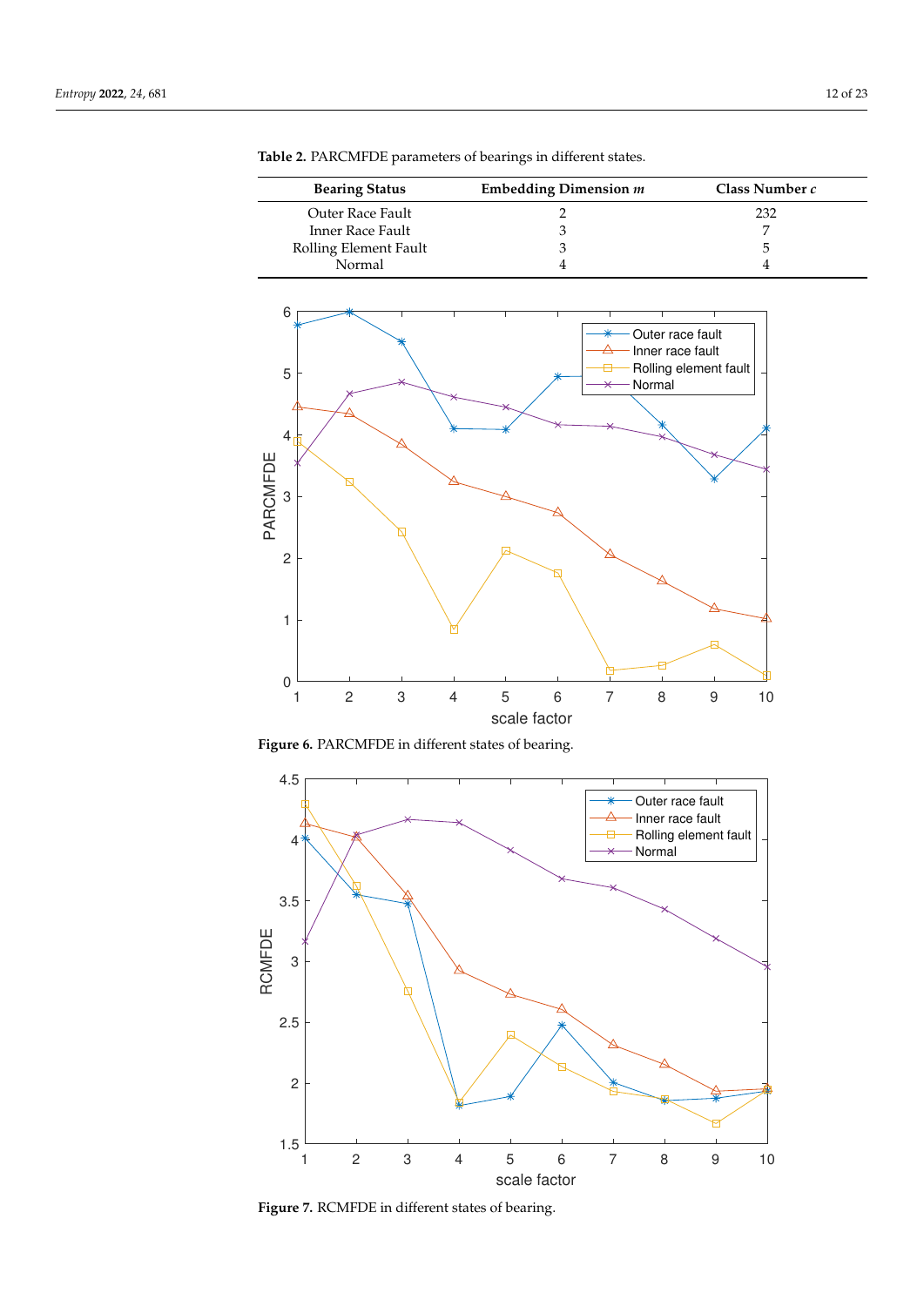**Table 2.** PARCMFDE parameters of bearings in different states.

| Bearing Status | Embedding Dimension *m* | Class Number *c* |
|---|---|---|
| Outer Race Fault | 2 | 232 |
| Inner Race Fault | 3 | 7 |
| Rolling Element Fault | 3 | 5 |
| Normal | 4 | 4 |

**Figure 6.** PARCMFDE in different states of bearing.

**Figure 7.** RCMFDE in different states of bearing.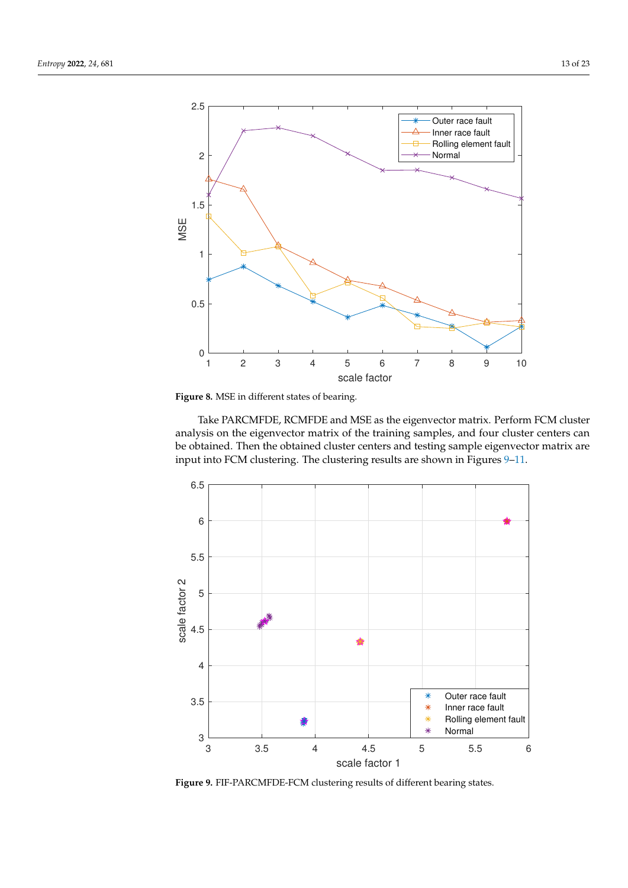Figure 8. MSE in different states of bearing.

Take PARCMFDE, RCMFDE and MSE as the eigenvector matrix. Perform FCM cluster analysis on the eigenvector matrix of the training samples, and four cluster centers can be obtained. Then the obtained cluster centers and testing sample eigenvector matrix are input into FCM clustering. The clustering results are shown in Figures 9–11.

Figure 9. FIF-PARCMFDE-FCM clustering results of different bearing states.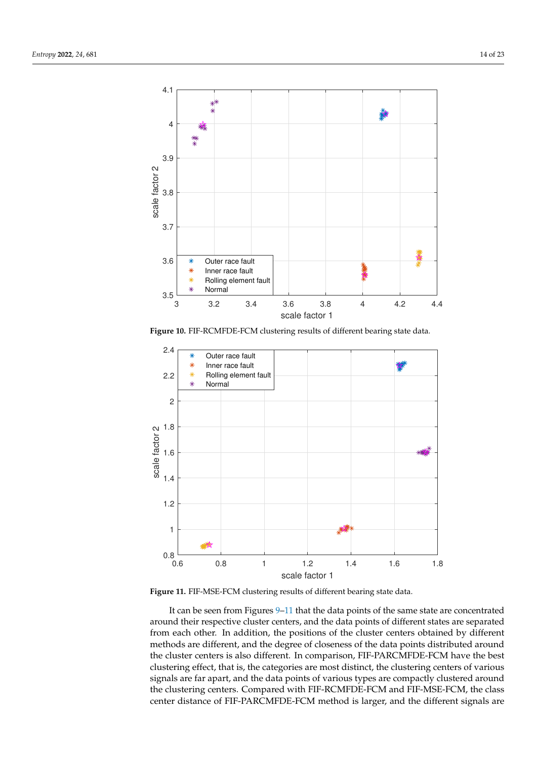**Figure 10.** FIF-RCMFDE-FCM clustering results of different bearing state data.

**Figure 11.** FIF-MSE-FCM clustering results of different bearing state data.

It can be seen from Figures 9–11 that the data points of the same state are concentrated around their respective cluster centers, and the data points of different states are separated from each other. In addition, the positions of the cluster centers obtained by different methods are different, and the degree of closeness of the data points distributed around the cluster centers is also different. In comparison, FIF-PARCMFDE-FCM have the best clustering effect, that is, the categories are most distinct, the clustering centers of various signals are far apart, and the data points of various types are compactly clustered around the clustering centers. Compared with FIF-RCMFDE-FCM and FIF-MSE-FCM, the class center distance of FIF-PARCMFDE-FCM method is larger, and the different signals are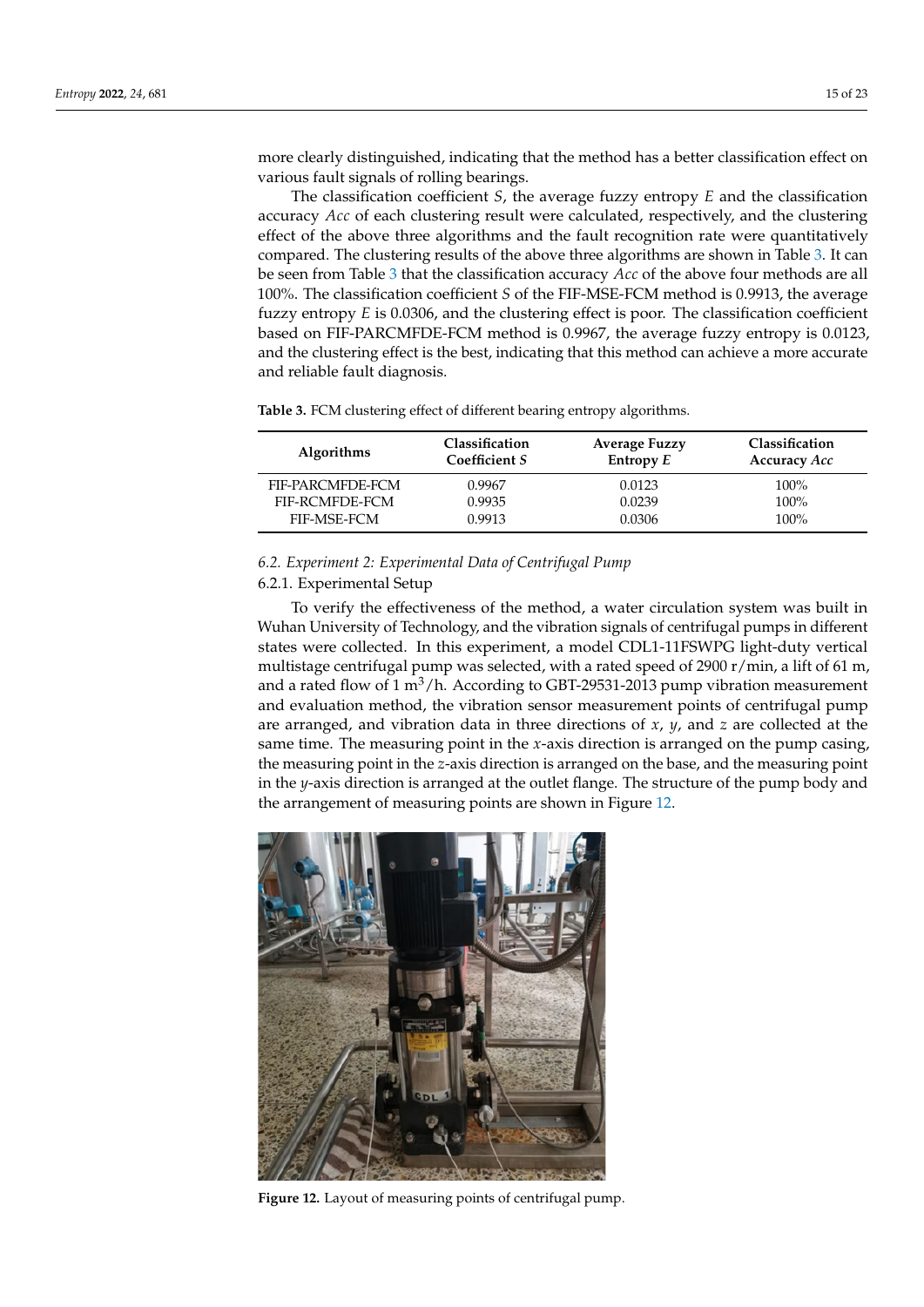more clearly distinguished, indicating that the method has a better classification effect on various fault signals of rolling bearings.

The classification coefficient $S$, the average fuzzy entropy $E$ and the classification accuracy $Acc$ of each clustering result were calculated, respectively, and the clustering effect of the above three algorithms and the fault recognition rate were quantitatively compared. The clustering results of the above three algorithms are shown in Table 3. It can be seen from Table 3 that the classification accuracy $Acc$ of the above four methods are all 100%. The classification coefficient $S$ of the FIF-MSE-FCM method is 0.9913, the average fuzzy entropy $E$ is 0.0306, and the clustering effect is poor. The classification coefficient based on FIF-PARCMFDE-FCM method is 0.9967, the average fuzzy entropy is 0.0123, and the clustering effect is the best, indicating that this method can achieve a more accurate and reliable fault diagnosis.

**Table 3.** FCM clustering effect of different bearing entropy algorithms.

| Algorithms | Classification Coefficient $S$ | Average Fuzzy Entropy $E$ | Classification Accuracy $Acc$ |
|---|---|---|---|
| FIF-PARCMFDE-FCM | 0.9967 | 0.0123 | 100% |
| FIF-RCMFDE-FCM | 0.9935 | 0.0239 | 100% |
| FIF-MSE-FCM | 0.9913 | 0.0306 | 100% |

## 6.2. Experiment 2: Experimental Data of Centrifugal Pump

### 6.2.1. Experimental Setup

To verify the effectiveness of the method, a water circulation system was built in Wuhan University of Technology, and the vibration signals of centrifugal pumps in different states were collected. In this experiment, a model CDL1-11FSWPG light-duty vertical multistage centrifugal pump was selected, with a rated speed of 2900 r/min, a lift of 61 m, and a rated flow of 1 $m^3$/h. According to GBT-29531-2013 pump vibration measurement and evaluation method, the vibration sensor measurement points of centrifugal pump are arranged, and vibration data in three directions of $x$, $y$, and $z$ are collected at the same time. The measuring point in the $x$-axis direction is arranged on the pump casing, the measuring point in the $z$-axis direction is arranged on the base, and the measuring point in the $y$-axis direction is arranged at the outlet flange. The structure of the pump body and the arrangement of measuring points are shown in Figure 12.

**Figure 12.** Layout of measuring points of centrifugal pump.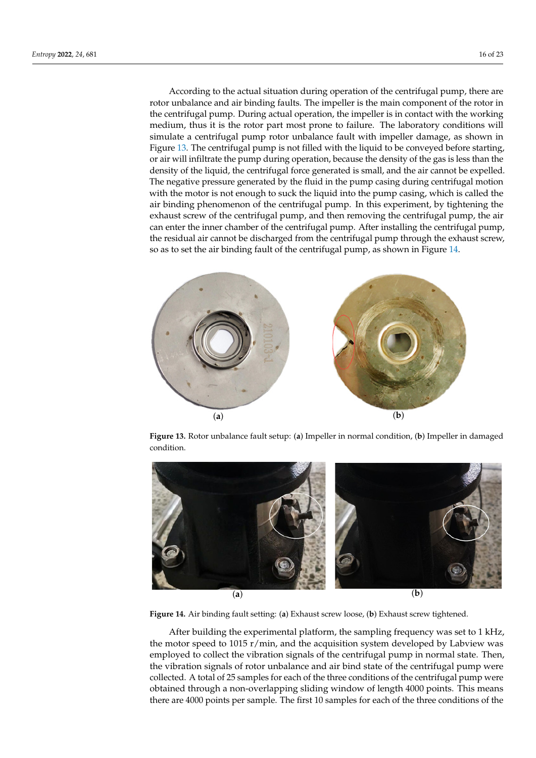According to the actual situation during operation of the centrifugal pump, there are rotor unbalance and air binding faults. The impeller is the main component of the rotor in the centrifugal pump. During actual operation, the impeller is in contact with the working medium, thus it is the rotor part most prone to failure. The laboratory conditions will simulate a centrifugal pump rotor unbalance fault with impeller damage, as shown in Figure 13. The centrifugal pump is not filled with the liquid to be conveyed before starting, or air will infiltrate the pump during operation, because the density of the gas is less than the density of the liquid, the centrifugal force generated is small, and the air cannot be expelled. The negative pressure generated by the fluid in the pump casing during centrifugal motion with the motor is not enough to suck the liquid into the pump casing, which is called the air binding phenomenon of the centrifugal pump. In this experiment, by tightening the exhaust screw of the centrifugal pump, and then removing the centrifugal pump, the air can enter the inner chamber of the centrifugal pump. After installing the centrifugal pump, the residual air cannot be discharged from the centrifugal pump through the exhaust screw, so as to set the air binding fault of the centrifugal pump, as shown in Figure 14.

**Figure 13.** Rotor unbalance fault setup: (**a**) Impeller in normal condition, (**b**) Impeller in damaged condition.

**Figure 14.** Air binding fault setting: (**a**) Exhaust screw loose, (**b**) Exhaust screw tightened.

After building the experimental platform, the sampling frequency was set to 1 kHz, the motor speed to 1015 r/min, and the acquisition system developed by Labview was employed to collect the vibration signals of the centrifugal pump in normal state. Then, the vibration signals of rotor unbalance and air bind state of the centrifugal pump were collected. A total of 25 samples for each of the three conditions of the centrifugal pump were obtained through a non-overlapping sliding window of length 4000 points. This means there are 4000 points per sample. The first 10 samples for each of the three conditions of the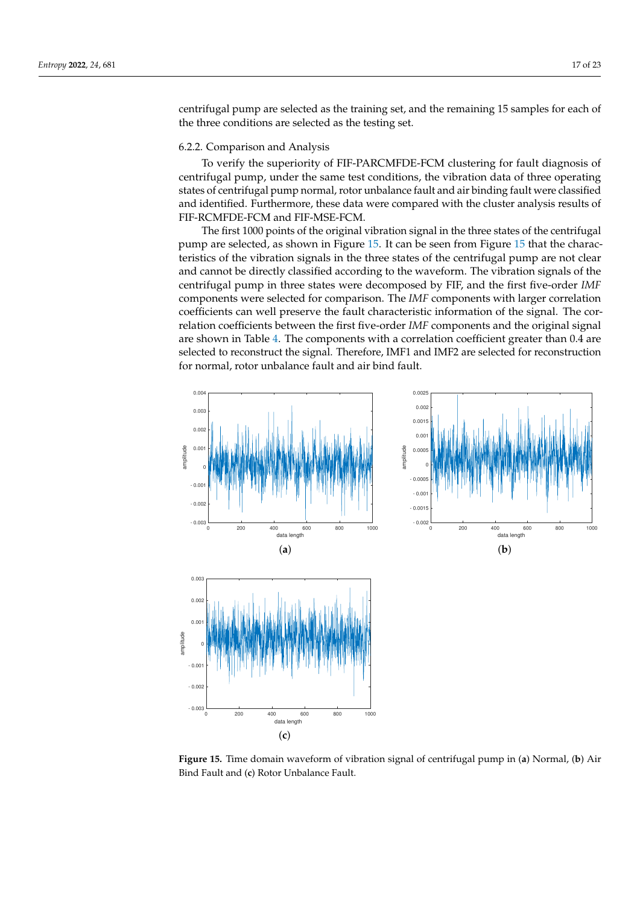centrifugal pump are selected as the training set, and the remaining 15 samples for each of the three conditions are selected as the testing set.

#### 6.2.2. Comparison and Analysis

To verify the superiority of FIF-PARCMFDE-FCM clustering for fault diagnosis of centrifugal pump, under the same test conditions, the vibration data of three operating states of centrifugal pump normal, rotor unbalance fault and air binding fault were classified and identified. Furthermore, these data were compared with the cluster analysis results of FIF-RCMFDE-FCM and FIF-MSE-FCM.

The first 1000 points of the original vibration signal in the three states of the centrifugal pump are selected, as shown in Figure 15. It can be seen from Figure 15 that the characteristics of the vibration signals in the three states of the centrifugal pump are not clear and cannot be directly classified according to the waveform. The vibration signals of the centrifugal pump in three states were decomposed by FIF, and the first five-order *IMF* components were selected for comparison. The *IMF* components with larger correlation coefficients can well preserve the fault characteristic information of the signal. The correlation coefficients between the first five-order *IMF* components and the original signal are shown in Table 4. The components with a correlation coefficient greater than 0.4 are selected to reconstruct the signal. Therefore, IMF1 and IMF2 are selected for reconstruction for normal, rotor unbalance fault and air bind fault.

**Figure 15.** Time domain waveform of vibration signal of centrifugal pump in (**a**) Normal, (**b**) Air Bind Fault and (**c**) Rotor Unbalance Fault.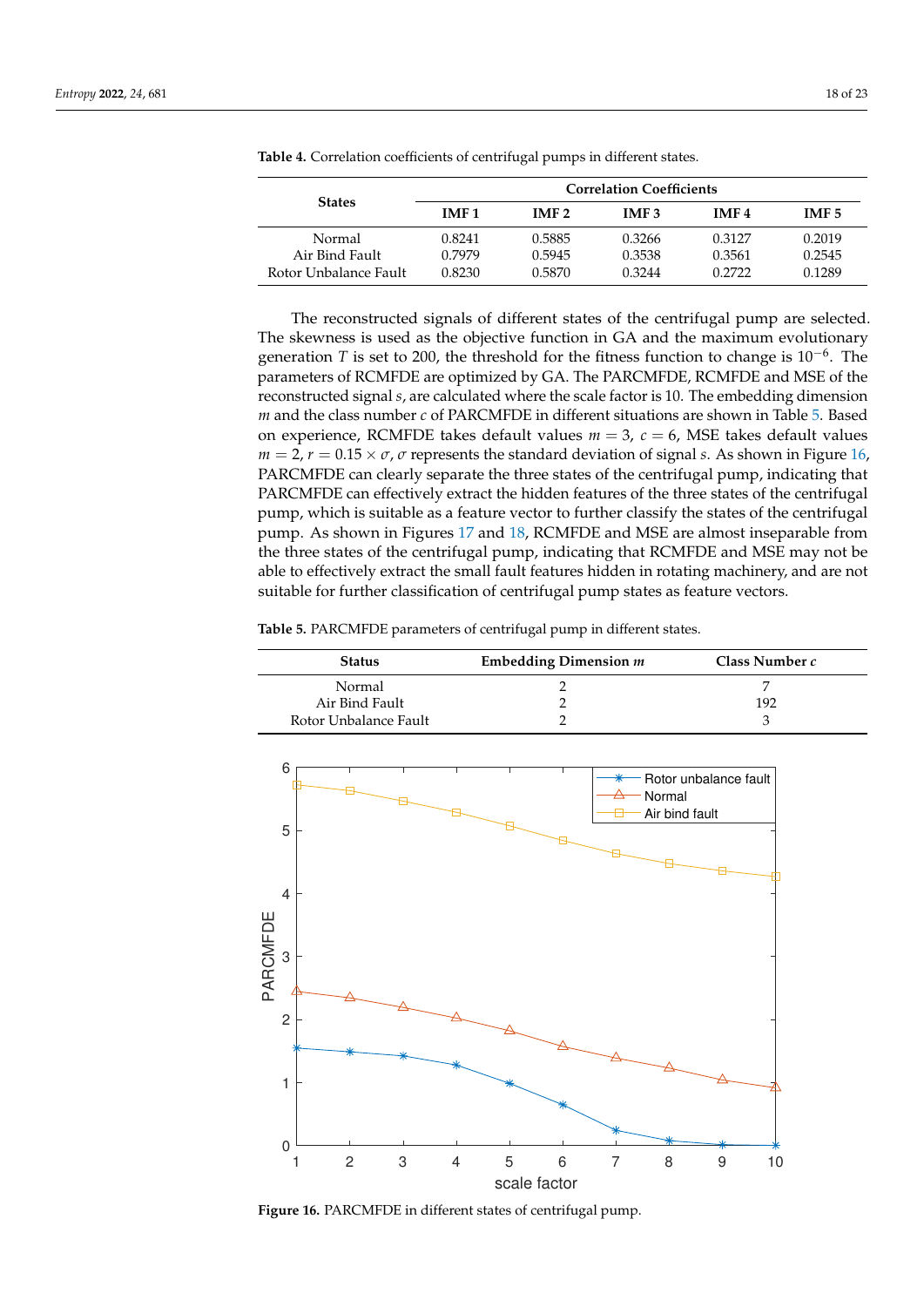**Table 4.** Correlation coefficients of centrifugal pumps in different states.

| States | Correlation Coefficients | | | | |
|---|---|---|---|---|---|
| | IMF 1 | IMF 2 | IMF 3 | IMF 4 | IMF 5 |
| Normal | 0.8241 | 0.5885 | 0.3266 | 0.3127 | 0.2019 |
| Air Bind Fault | 0.7979 | 0.5945 | 0.3538 | 0.3561 | 0.2545 |
| Rotor Unbalance Fault | 0.8230 | 0.5870 | 0.3244 | 0.2722 | 0.1289 |

The reconstructed signals of different states of the centrifugal pump are selected. The skewness is used as the objective function in GA and the maximum evolutionary generation $T$ is set to 200, the threshold for the fitness function to change is $10^{-6}$. The parameters of RCMFDE are optimized by GA. The PARCMFDE, RCMFDE and MSE of the reconstructed signal $s$, are calculated where the scale factor is 10. The embedding dimension $m$ and the class number $c$ of PARCMFDE in different situations are shown in Table 5. Based on experience, RCMFDE takes default values $m = 3$, $c = 6$, MSE takes default values $m = 2$, $r = 0.15 \times \sigma$, $\sigma$ represents the standard deviation of signal $s$. As shown in Figure 16, PARCMFDE can clearly separate the three states of the centrifugal pump, indicating that PARCMFDE can effectively extract the hidden features of the three states of the centrifugal pump, which is suitable as a feature vector to further classify the states of the centrifugal pump. As shown in Figures 17 and 18, RCMFDE and MSE are almost inseparable from the three states of the centrifugal pump, indicating that RCMFDE and MSE may not be able to effectively extract the small fault features hidden in rotating machinery, and are not suitable for further classification of centrifugal pump states as feature vectors.

**Table 5.** PARCMFDE parameters of centrifugal pump in different states.

| Status | Embedding Dimension *m* | Class Number *c* |
|---|---|---|
| Normal | 2 | 7 |
| Air Bind Fault | 2 | 192 |
| Rotor Unbalance Fault | 2 | 3 |

**Figure 16.** PARCMFDE in different states of centrifugal pump.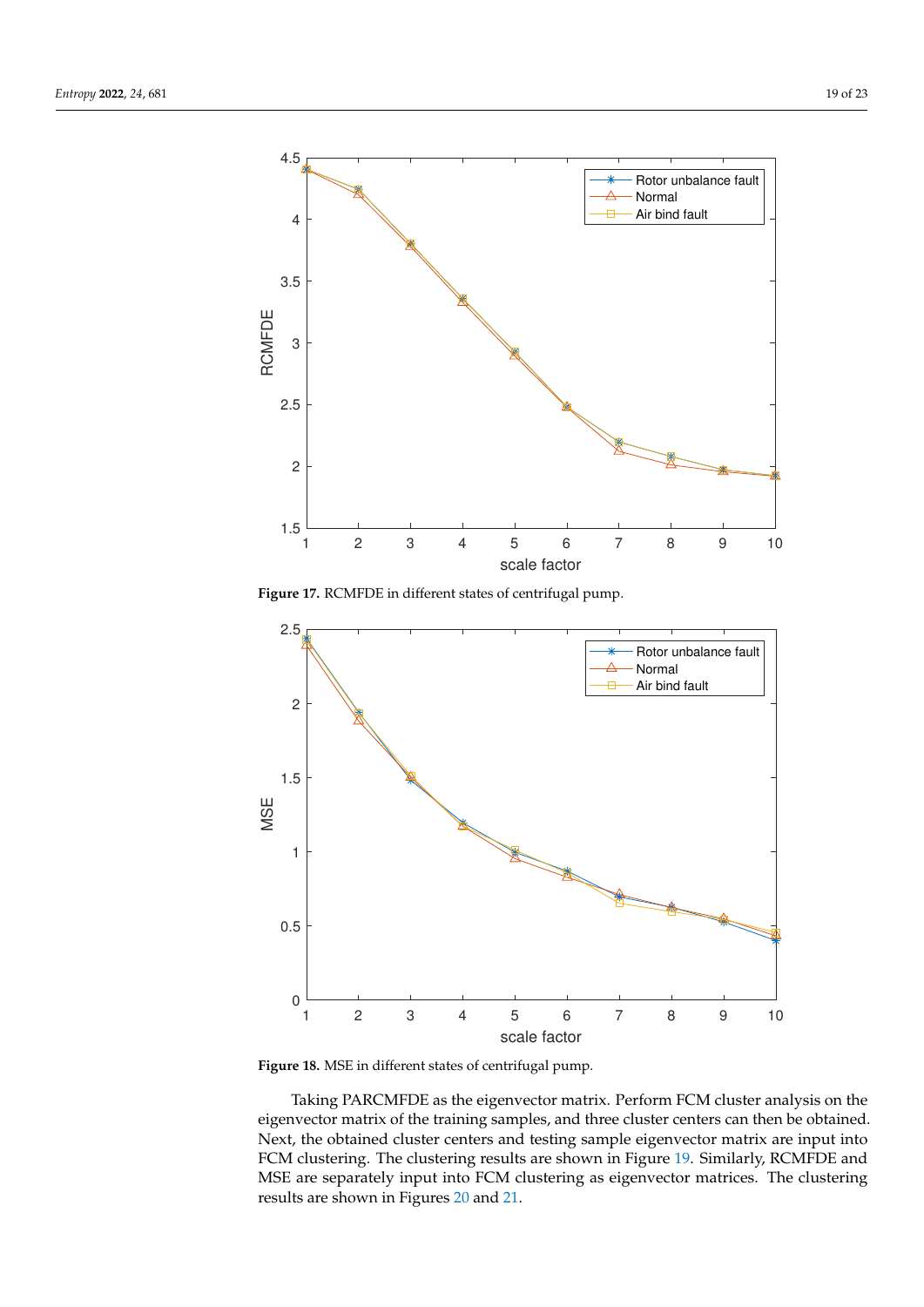**Figure 17.** RCMFDE in different states of centrifugal pump.

**Figure 18.** MSE in different states of centrifugal pump.

Taking PARCMFDE as the eigenvector matrix. Perform FCM cluster analysis on the eigenvector matrix of the training samples, and three cluster centers can then be obtained. Next, the obtained cluster centers and testing sample eigenvector matrix are input into FCM clustering. The clustering results are shown in Figure 19. Similarly, RCMFDE and MSE are separately input into FCM clustering as eigenvector matrices. The clustering results are shown in Figures 20 and 21.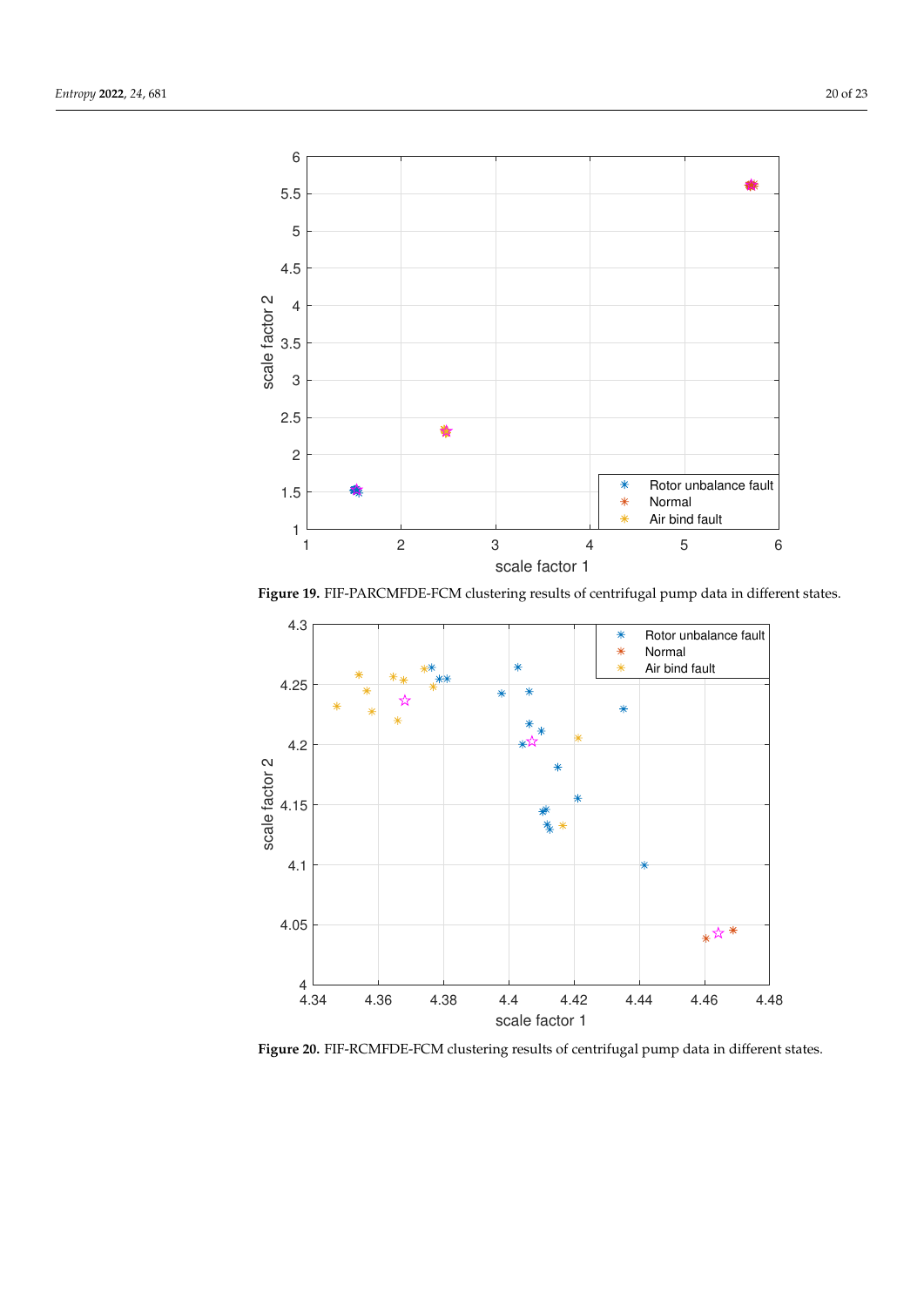**Figure 19.** FIF-PARCMFDE-FCM clustering results of centrifugal pump data in different states.

**Figure 20.** FIF-RCMFDE-FCM clustering results of centrifugal pump data in different states.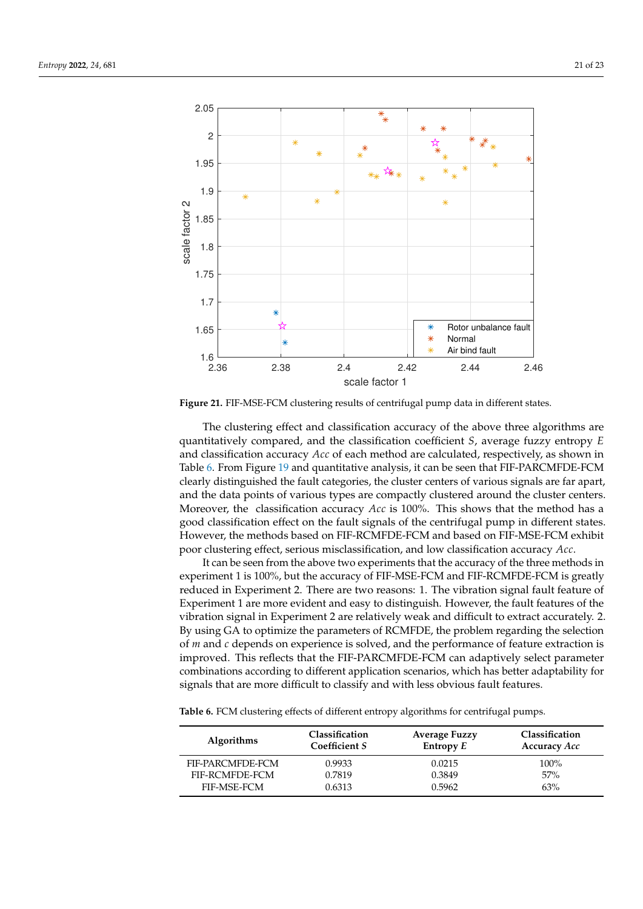**Figure 21.** FIF-MSE-FCM clustering results of centrifugal pump data in different states.

The clustering effect and classification accuracy of the above three algorithms are quantitatively compared, and the classification coefficient $S$, average fuzzy entropy $E$ and classification accuracy $Acc$ of each method are calculated, respectively, as shown in Table 6. From Figure 19 and quantitative analysis, it can be seen that FIF-PARCMFDE-FCM clearly distinguished the fault categories, the cluster centers of various signals are far apart, and the data points of various types are compactly clustered around the cluster centers. Moreover, the classification accuracy $Acc$ is 100%. This shows that the method has a good classification effect on the fault signals of the centrifugal pump in different states. However, the methods based on FIF-RCMFDE-FCM and based on FIF-MSE-FCM exhibit poor clustering effect, serious misclassification, and low classification accuracy $Acc$.

It can be seen from the above two experiments that the accuracy of the three methods in experiment 1 is 100%, but the accuracy of FIF-MSE-FCM and FIF-RCMFDE-FCM is greatly reduced in Experiment 2. There are two reasons: 1. The vibration signal fault feature of Experiment 1 are more evident and easy to distinguish. However, the fault features of the vibration signal in Experiment 2 are relatively weak and difficult to extract accurately. 2. By using GA to optimize the parameters of RCMFDE, the problem regarding the selection of $m$ and $c$ depends on experience is solved, and the performance of feature extraction is improved. This reflects that the FIF-PARCMFDE-FCM can adaptively select parameter combinations according to different application scenarios, which has better adaptability for signals that are more difficult to classify and with less obvious fault features.

**Table 6.** FCM clustering effects of different entropy algorithms for centrifugal pumps.

| Algorithms | Classification Coefficient $S$ | Average Fuzzy Entropy $E$ | Classification Accuracy $Acc$ |
|---|---|---|---|
| FIF-PARCMFDE-FCM | 0.9933 | 0.0215 | 100% |
| FIF-RCMFDE-FCM | 0.7819 | 0.3849 | 57% |
| FIF-MSE-FCM | 0.6313 | 0.5962 | 63% |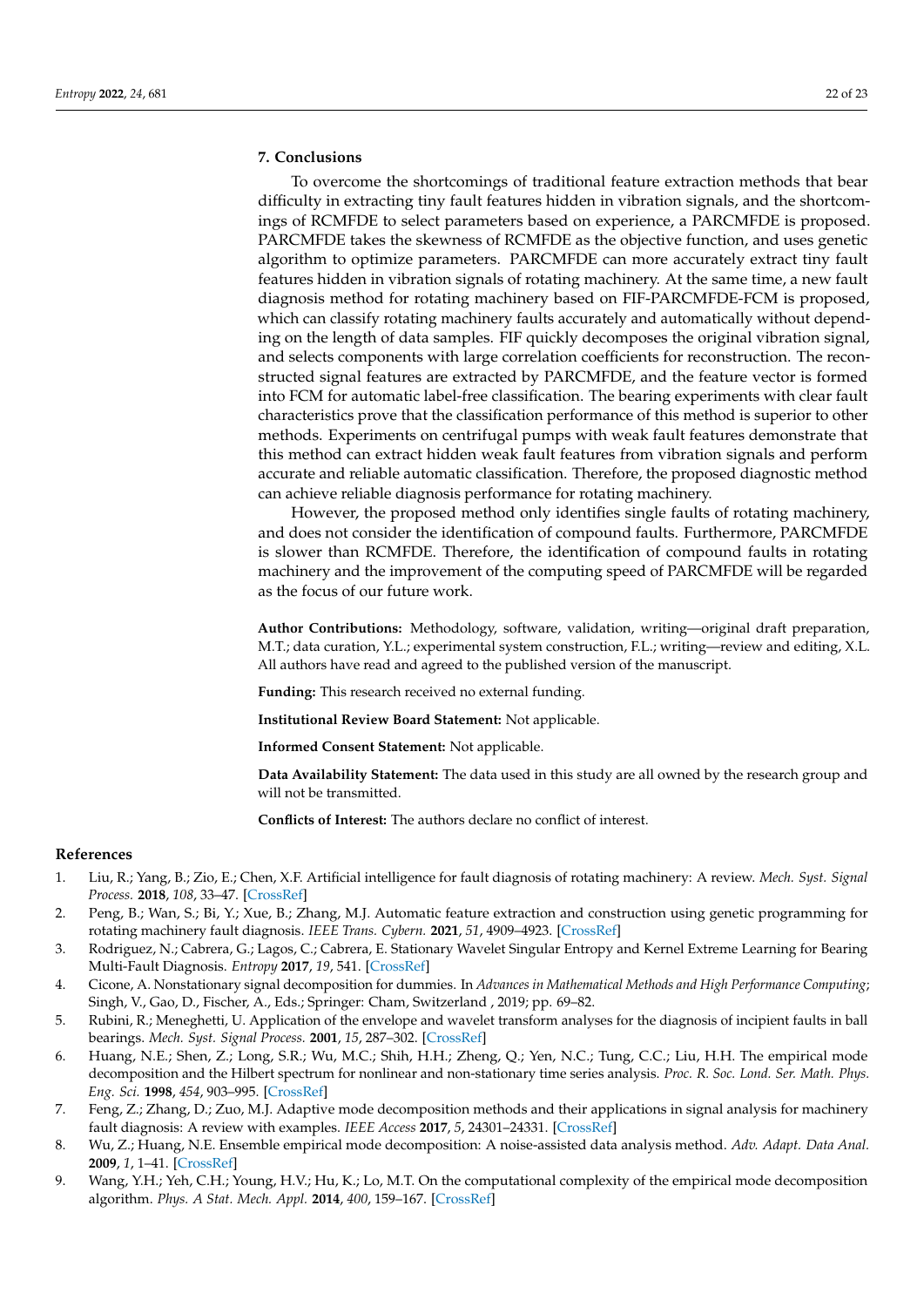## 7. Conclusions

To overcome the shortcomings of traditional feature extraction methods that bear difficulty in extracting tiny fault features hidden in vibration signals, and the shortcomings of RCMFDE to select parameters based on experience, a PARCMFDE is proposed. PARCMFDE takes the skewness of RCMFDE as the objective function, and uses genetic algorithm to optimize parameters. PARCMFDE can more accurately extract tiny fault features hidden in vibration signals of rotating machinery. At the same time, a new fault diagnosis method for rotating machinery based on FIF-PARCMFDE-FCM is proposed, which can classify rotating machinery faults accurately and automatically without depending on the length of data samples. FIF quickly decomposes the original vibration signal, and selects components with large correlation coefficients for reconstruction. The reconstructed signal features are extracted by PARCMFDE, and the feature vector is formed into FCM for automatic label-free classification. The bearing experiments with clear fault characteristics prove that the classification performance of this method is superior to other methods. Experiments on centrifugal pumps with weak fault features demonstrate that this method can extract hidden weak fault features from vibration signals and perform accurate and reliable automatic classification. Therefore, the proposed diagnostic method can achieve reliable diagnosis performance for rotating machinery.

However, the proposed method only identifies single faults of rotating machinery, and does not consider the identification of compound faults. Furthermore, PARCMFDE is slower than RCMFDE. Therefore, the identification of compound faults in rotating machinery and the improvement of the computing speed of PARCMFDE will be regarded as the focus of our future work.

**Author Contributions:** Methodology, software, validation, writing—original draft preparation, M.T.; data curation, Y.L.; experimental system construction, F.L.; writing—review and editing, X.L. All authors have read and agreed to the published version of the manuscript.

**Funding:** This research received no external funding.

**Institutional Review Board Statement:** Not applicable.

**Informed Consent Statement:** Not applicable.

**Data Availability Statement:** The data used in this study are all owned by the research group and will not be transmitted.

**Conflicts of Interest:** The authors declare no conflict of interest.

## References

1. Liu, R.; Yang, B.; Zio, E.; Chen, X.F. Artificial intelligence for fault diagnosis of rotating machinery: A review. *Mech. Syst. Signal Process.* **2018**, *108*, 33–47. [CrossRef]
2. Peng, B.; Wan, S.; Bi, Y.; Xue, B.; Zhang, M.J. Automatic feature extraction and construction using genetic programming for rotating machinery fault diagnosis. *IEEE Trans. Cybern.* **2021**, *51*, 4909–4923. [CrossRef]
3. Rodriguez, N.; Cabrera, G.; Lagos, C.; Cabrera, E. Stationary Wavelet Singular Entropy and Kernel Extreme Learning for Bearing Multi-Fault Diagnosis. *Entropy* **2017**, *19*, 541. [CrossRef]
4. Cicone, A. Nonstationary signal decomposition for dummies. In *Advances in Mathematical Methods and High Performance Computing*; Singh, V., Gao, D., Fischer, A., Eds.; Springer: Cham, Switzerland , 2019; pp. 69–82.
5. Rubini, R.; Meneghetti, U. Application of the envelope and wavelet transform analyses for the diagnosis of incipient faults in ball bearings. *Mech. Syst. Signal Process.* **2001**, *15*, 287–302. [CrossRef]
6. Huang, N.E.; Shen, Z.; Long, S.R.; Wu, M.C.; Shih, H.H.; Zheng, Q.; Yen, N.C.; Tung, C.C.; Liu, H.H. The empirical mode decomposition and the Hilbert spectrum for nonlinear and non-stationary time series analysis. *Proc. R. Soc. Lond. Ser. Math. Phys. Eng. Sci.* **1998**, *454*, 903–995. [CrossRef]
7. Feng, Z.; Zhang, D.; Zuo, M.J. Adaptive mode decomposition methods and their applications in signal analysis for machinery fault diagnosis: A review with examples. *IEEE Access* **2017**, *5*, 24301–24331. [CrossRef]
8. Wu, Z.; Huang, N.E. Ensemble empirical mode decomposition: A noise-assisted data analysis method. *Adv. Adapt. Data Anal.* **2009**, *1*, 1–41. [CrossRef]
9. Wang, Y.H.; Yeh, C.H.; Young, H.V.; Hu, K.; Lo, M.T. On the computational complexity of the empirical mode decomposition algorithm. *Phys. A Stat. Mech. Appl.* **2014**, *400*, 159–167. [CrossRef]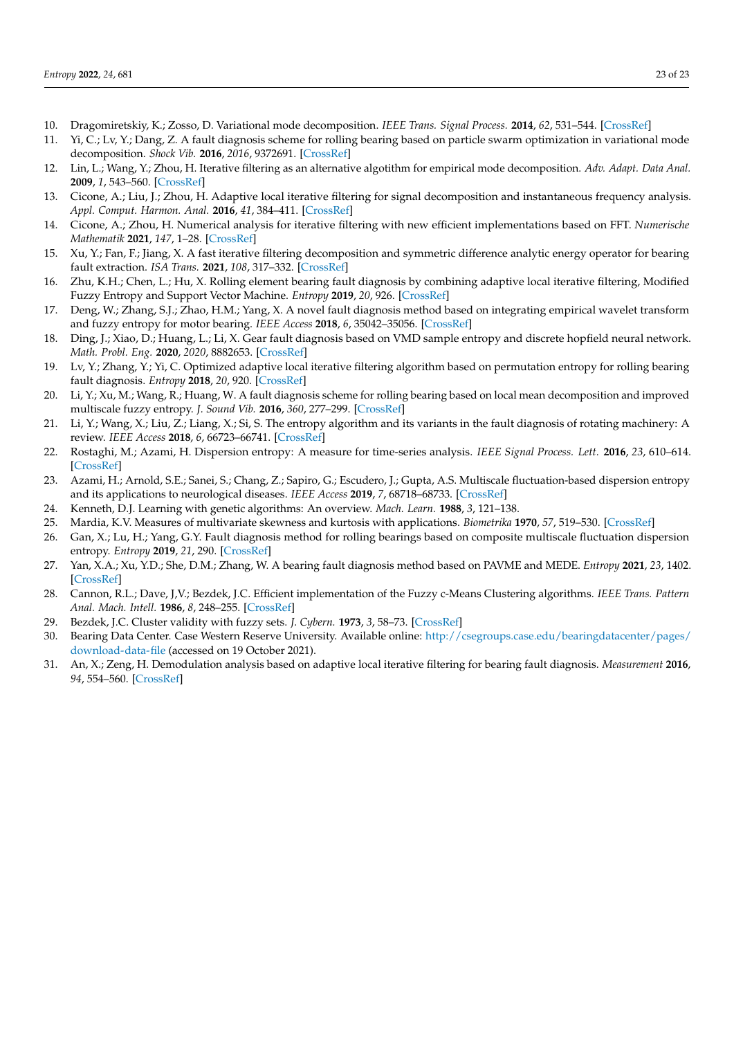10. Dragomiretskiy, K.; Zosso, D. Variational mode decomposition. *IEEE Trans. Signal Process.* **2014**, *62*, 531–544. [CrossRef]
11. Yi, C.; Lv, Y.; Dang, Z. A fault diagnosis scheme for rolling bearing based on particle swarm optimization in variational mode decomposition. *Shock Vib.* **2016**, *2016*, 9372691. [CrossRef]
12. Lin, L.; Wang, Y.; Zhou, H. Iterative filtering as an alternative algotithm for empirical mode decomposition. *Adv. Adapt. Data Anal.* **2009**, *1*, 543–560. [CrossRef]
13. Cicone, A.; Liu, J.; Zhou, H. Adaptive local iterative filtering for signal decomposition and instantaneous frequency analysis. *Appl. Comput. Harmon. Anal.* **2016**, *41*, 384–411. [CrossRef]
14. Cicone, A.; Zhou, H. Numerical analysis for iterative filtering with new efficient implementations based on FFT. *Numerische Mathematik* **2021**, *147*, 1–28. [CrossRef]
15. Xu, Y.; Fan, F.; Jiang, X. A fast iterative filtering decomposition and symmetric difference analytic energy operator for bearing fault extraction. *ISA Trans.* **2021**, *108*, 317–332. [CrossRef]
16. Zhu, K.H.; Chen, L.; Hu, X. Rolling element bearing fault diagnosis by combining adaptive local iterative filtering, Modified Fuzzy Entropy and Support Vector Machine. *Entropy* **2019**, *20*, 926. [CrossRef]
17. Deng, W.; Zhang, S.J.; Zhao, H.M.; Yang, X. A novel fault diagnosis method based on integrating empirical wavelet transform and fuzzy entropy for motor bearing. *IEEE Access* **2018**, *6*, 35042–35056. [CrossRef]
18. Ding, J.; Xiao, D.; Huang, L.; Li, X. Gear fault diagnosis based on VMD sample entropy and discrete hopfield neural network. *Math. Probl. Eng.* **2020**, *2020*, 8882653. [CrossRef]
19. Lv, Y.; Zhang, Y.; Yi, C. Optimized adaptive local iterative filtering algorithm based on permutation entropy for rolling bearing fault diagnosis. *Entropy* **2018**, *20*, 920. [CrossRef]
20. Li, Y.; Xu, M.; Wang, R.; Huang, W. A fault diagnosis scheme for rolling bearing based on local mean decomposition and improved multiscale fuzzy entropy. *J. Sound Vib.* **2016**, *360*, 277–299. [CrossRef]
21. Li, Y.; Wang, X.; Liu, Z.; Liang, X.; Si, S. The entropy algorithm and its variants in the fault diagnosis of rotating machinery: A review. *IEEE Access* **2018**, *6*, 66723–66741. [CrossRef]
22. Rostaghi, M.; Azami, H. Dispersion entropy: A measure for time-series analysis. *IEEE Signal Process. Lett.* **2016**, *23*, 610–614. [CrossRef]
23. Azami, H.; Arnold, S.E.; Sanei, S.; Chang, Z.; Sapiro, G.; Escudero, J.; Gupta, A.S. Multiscale fluctuation-based dispersion entropy and its applications to neurological diseases. *IEEE Access* **2019**, *7*, 68718–68733. [CrossRef]
24. Kenneth, D.J. Learning with genetic algorithms: An overview. *Mach. Learn.* **1988**, *3*, 121–138.
25. Mardia, K.V. Measures of multivariate skewness and kurtosis with applications. *Biometrika* **1970**, *57*, 519–530. [CrossRef]
26. Gan, X.; Lu, H.; Yang, G.Y. Fault diagnosis method for rolling bearings based on composite multiscale fluctuation dispersion entropy. *Entropy* **2019**, *21*, 290. [CrossRef]
27. Yan, X.A.; Xu, Y.D.; She, D.M.; Zhang, W. A bearing fault diagnosis method based on PAVME and MEDE. *Entropy* **2021**, *23*, 1402. [CrossRef]
28. Cannon, R.L.; Dave, J,V.; Bezdek, J.C. Efficient implementation of the Fuzzy c-Means Clustering algorithms. *IEEE Trans. Pattern Anal. Mach. Intell.* **1986**, *8*, 248–255. [CrossRef]
29. Bezdek, J.C. Cluster validity with fuzzy sets. *J. Cybern.* **1973**, *3*, 58–73. [CrossRef]
30. Bearing Data Center. Case Western Reserve University. Available online: http://csegroups.case.edu/bearingdatacenter/pages/download-data-file (accessed on 19 October 2021).
31. An, X.; Zeng, H. Demodulation analysis based on adaptive local iterative filtering for bearing fault diagnosis. *Measurement* **2016**, *94*, 554–560. [CrossRef]